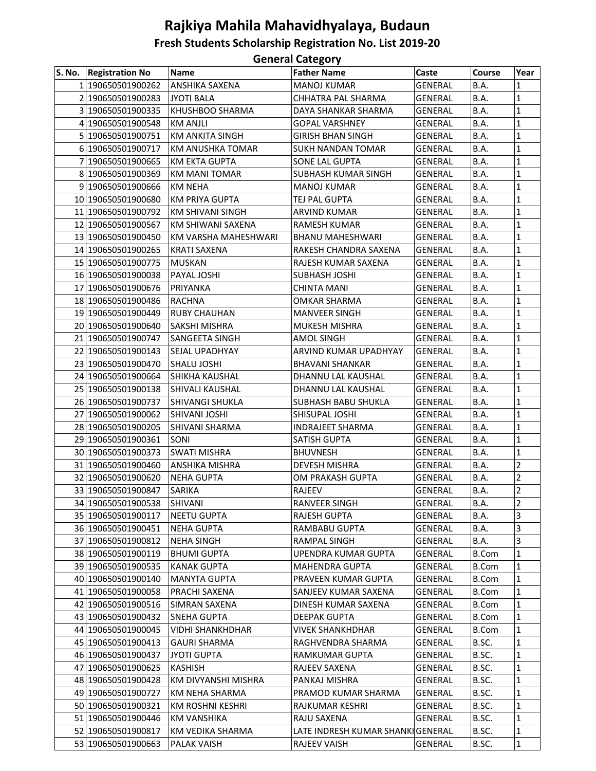# Rajkiya Mahila Mahavidhyalaya, Budaun

## Fresh Students Scholarship Registration No. List 2019-20

### General Category

| S. No. | Registration No | Name | Father Name | Caste | Course | Year |
|---|---|---|---|---|---|---|
| 1 | 190650501900262 | ANSHIKA SAXENA | MANOJ KUMAR | GENERAL | B.A. | 1 |
| 2 | 190650501900283 | JYOTI BALA | CHHATRA PAL SHARMA | GENERAL | B.A. | 1 |
| 3 | 190650501900335 | KHUSHBOO SHARMA | DAYA SHANKAR SHARMA | GENERAL | B.A. | 1 |
| 4 | 190650501900548 | KM ANJLI | GOPAL VARSHNEY | GENERAL | B.A. | 1 |
| 5 | 190650501900751 | KM ANKITA SINGH | GIRISH BHAN SINGH | GENERAL | B.A. | 1 |
| 6 | 190650501900717 | KM ANUSHKA TOMAR | SUKH NANDAN TOMAR | GENERAL | B.A. | 1 |
| 7 | 190650501900665 | KM EKTA GUPTA | SONE LAL GUPTA | GENERAL | B.A. | 1 |
| 8 | 190650501900369 | KM MANI TOMAR | SUBHASH KUMAR SINGH | GENERAL | B.A. | 1 |
| 9 | 190650501900666 | KM NEHA | MANOJ KUMAR | GENERAL | B.A. | 1 |
| 10 | 190650501900680 | KM PRIYA GUPTA | TEJ PAL GUPTA | GENERAL | B.A. | 1 |
| 11 | 190650501900792 | KM SHIVANI SINGH | ARVIND KUMAR | GENERAL | B.A. | 1 |
| 12 | 190650501900567 | KM SHIWANI SAXENA | RAMESH KUMAR | GENERAL | B.A. | 1 |
| 13 | 190650501900450 | KM VARSHA MAHESHWARI | BHANU MAHESHWARI | GENERAL | B.A. | 1 |
| 14 | 190650501900265 | KRATI SAXENA | RAKESH CHANDRA SAXENA | GENERAL | B.A. | 1 |
| 15 | 190650501900775 | MUSKAN | RAJESH KUMAR SAXENA | GENERAL | B.A. | 1 |
| 16 | 190650501900038 | PAYAL JOSHI | SUBHASH JOSHI | GENERAL | B.A. | 1 |
| 17 | 190650501900676 | PRIYANKA | CHINTA MANI | GENERAL | B.A. | 1 |
| 18 | 190650501900486 | RACHNA | OMKAR SHARMA | GENERAL | B.A. | 1 |
| 19 | 190650501900449 | RUBY CHAUHAN | MANVEER SINGH | GENERAL | B.A. | 1 |
| 20 | 190650501900640 | SAKSHI MISHRA | MUKESH MISHRA | GENERAL | B.A. | 1 |
| 21 | 190650501900747 | SANGEETA SINGH | AMOL SINGH | GENERAL | B.A. | 1 |
| 22 | 190650501900143 | SEJAL UPADHYAY | ARVIND KUMAR UPADHYAY | GENERAL | B.A. | 1 |
| 23 | 190650501900470 | SHALU JOSHI | BHAVANI SHANKAR | GENERAL | B.A. | 1 |
| 24 | 190650501900664 | SHIKHA KAUSHAL | DHANNU LAL KAUSHAL | GENERAL | B.A. | 1 |
| 25 | 190650501900138 | SHIVALI KAUSHAL | DHANNU LAL KAUSHAL | GENERAL | B.A. | 1 |
| 26 | 190650501900737 | SHIVANGI SHUKLA | SUBHASH BABU SHUKLA | GENERAL | B.A. | 1 |
| 27 | 190650501900062 | SHIVANI JOSHI | SHISUPAL JOSHI | GENERAL | B.A. | 1 |
| 28 | 190650501900205 | SHIVANI SHARMA | INDRAJEET SHARMA | GENERAL | B.A. | 1 |
| 29 | 190650501900361 | SONI | SATISH GUPTA | GENERAL | B.A. | 1 |
| 30 | 190650501900373 | SWATI MISHRA | BHUVNESH | GENERAL | B.A. | 1 |
| 31 | 190650501900460 | ANSHIKA MISHRA | DEVESH MISHRA | GENERAL | B.A. | 2 |
| 32 | 190650501900620 | NEHA GUPTA | OM PRAKASH GUPTA | GENERAL | B.A. | 2 |
| 33 | 190650501900847 | SARIKA | RAJEEV | GENERAL | B.A. | 2 |
| 34 | 190650501900538 | SHIVANI | RANVEER SINGH | GENERAL | B.A. | 2 |
| 35 | 190650501900117 | NEETU GUPTA | RAJESH GUPTA | GENERAL | B.A. | 3 |
| 36 | 190650501900451 | NEHA GUPTA | RAMBABU GUPTA | GENERAL | B.A. | 3 |
| 37 | 190650501900812 | NEHA SINGH | RAMPAL SINGH | GENERAL | B.A. | 3 |
| 38 | 190650501900119 | BHUMI GUPTA | UPENDRA KUMAR GUPTA | GENERAL | B.Com | 1 |
| 39 | 190650501900535 | KANAK GUPTA | MAHENDRA GUPTA | GENERAL | B.Com | 1 |
| 40 | 190650501900140 | MANYTA GUPTA | PRAVEEN KUMAR GUPTA | GENERAL | B.Com | 1 |
| 41 | 190650501900058 | PRACHI SAXENA | SANJEEV KUMAR SAXENA | GENERAL | B.Com | 1 |
| 42 | 190650501900516 | SIMRAN SAXENA | DINESH KUMAR SAXENA | GENERAL | B.Com | 1 |
| 43 | 190650501900432 | SNEHA GUPTA | DEEPAK GUPTA | GENERAL | B.Com | 1 |
| 44 | 190650501900045 | VIDHI SHANKHDHAR | VIVEK SHANKHDHAR | GENERAL | B.Com | 1 |
| 45 | 190650501900413 | GAURI SHARMA | RAGHVENDRA SHARMA | GENERAL | B.SC. | 1 |
| 46 | 190650501900437 | JYOTI GUPTA | RAMKUMAR GUPTA | GENERAL | B.SC. | 1 |
| 47 | 190650501900625 | KASHISH | RAJEEV SAXENA | GENERAL | B.SC. | 1 |
| 48 | 190650501900428 | KM DIVYANSHI MISHRA | PANKAJ MISHRA | GENERAL | B.SC. | 1 |
| 49 | 190650501900727 | KM NEHA SHARMA | PRAMOD KUMAR SHARMA | GENERAL | B.SC. | 1 |
| 50 | 190650501900321 | KM ROSHNI KESHRI | RAJKUMAR KESHRI | GENERAL | B.SC. | 1 |
| 51 | 190650501900446 | KM VANSHIKA | RAJU SAXENA | GENERAL | B.SC. | 1 |
| 52 | 190650501900817 | KM VEDIKA SHARMA | LATE INDRESH KUMAR SHANKI | GENERAL | B.SC. | 1 |
| 53 | 190650501900663 | PALAK VAISH | RAJEEV VAISH | GENERAL | B.SC. | 1 |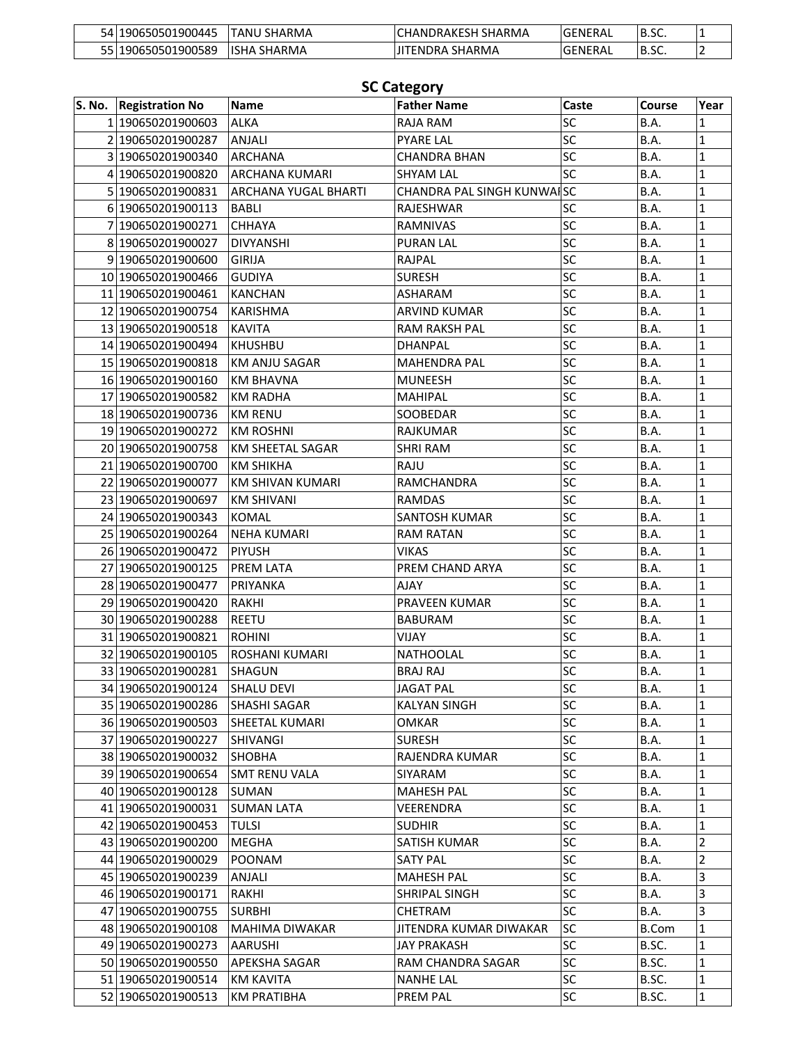| | | | | | | |
|---|---|---|---|---|---|---|
| 54 | 190650501900445 | TANU SHARMA | CHANDRAKESH SHARMA | GENERAL | B.SC. | 1 |
| 55 | 190650501900589 | ISHA SHARMA | JITENDRA SHARMA | GENERAL | B.SC. | 2 |

## SC Category

| S. No. | Registration No | Name | Father Name | Caste | Course | Year |
|---|---|---|---|---|---|---|
| 1 | 190650201900603 | ALKA | RAJA RAM | SC | B.A. | 1 |
| 2 | 190650201900287 | ANJALI | PYARE LAL | SC | B.A. | 1 |
| 3 | 190650201900340 | ARCHANA | CHANDRA BHAN | SC | B.A. | 1 |
| 4 | 190650201900820 | ARCHANA KUMARI | SHYAM LAL | SC | B.A. | 1 |
| 5 | 190650201900831 | ARCHANA YUGAL BHARTI | CHANDRA PAL SINGH KUNWAI | SC | B.A. | 1 |
| 6 | 190650201900113 | BABLI | RAJESHWAR | SC | B.A. | 1 |
| 7 | 190650201900271 | CHHAYA | RAMNIVAS | SC | B.A. | 1 |
| 8 | 190650201900027 | DIVYANSHI | PURAN LAL | SC | B.A. | 1 |
| 9 | 190650201900600 | GIRIJA | RAJPAL | SC | B.A. | 1 |
| 10 | 190650201900466 | GUDIYA | SURESH | SC | B.A. | 1 |
| 11 | 190650201900461 | KANCHAN | ASHARAM | SC | B.A. | 1 |
| 12 | 190650201900754 | KARISHMA | ARVIND KUMAR | SC | B.A. | 1 |
| 13 | 190650201900518 | KAVITA | RAM RAKSH PAL | SC | B.A. | 1 |
| 14 | 190650201900494 | KHUSHBU | DHANPAL | SC | B.A. | 1 |
| 15 | 190650201900818 | KM ANJU SAGAR | MAHENDRA PAL | SC | B.A. | 1 |
| 16 | 190650201900160 | KM BHAVNA | MUNEESH | SC | B.A. | 1 |
| 17 | 190650201900582 | KM RADHA | MAHIPAL | SC | B.A. | 1 |
| 18 | 190650201900736 | KM RENU | SOOBEDAR | SC | B.A. | 1 |
| 19 | 190650201900272 | KM ROSHNI | RAJKUMAR | SC | B.A. | 1 |
| 20 | 190650201900758 | KM SHEETAL SAGAR | SHRI RAM | SC | B.A. | 1 |
| 21 | 190650201900700 | KM SHIKHA | RAJU | SC | B.A. | 1 |
| 22 | 190650201900077 | KM SHIVAN KUMARI | RAMCHANDRA | SC | B.A. | 1 |
| 23 | 190650201900697 | KM SHIVANI | RAMDAS | SC | B.A. | 1 |
| 24 | 190650201900343 | KOMAL | SANTOSH KUMAR | SC | B.A. | 1 |
| 25 | 190650201900264 | NEHA KUMARI | RAM RATAN | SC | B.A. | 1 |
| 26 | 190650201900472 | PIYUSH | VIKAS | SC | B.A. | 1 |
| 27 | 190650201900125 | PREM LATA | PREM CHAND ARYA | SC | B.A. | 1 |
| 28 | 190650201900477 | PRIYANKA | AJAY | SC | B.A. | 1 |
| 29 | 190650201900420 | RAKHI | PRAVEEN KUMAR | SC | B.A. | 1 |
| 30 | 190650201900288 | REETU | BABURAM | SC | B.A. | 1 |
| 31 | 190650201900821 | ROHINI | VIJAY | SC | B.A. | 1 |
| 32 | 190650201900105 | ROSHANI KUMARI | NATHOOLAL | SC | B.A. | 1 |
| 33 | 190650201900281 | SHAGUN | BRAJ RAJ | SC | B.A. | 1 |
| 34 | 190650201900124 | SHALU DEVI | JAGAT PAL | SC | B.A. | 1 |
| 35 | 190650201900286 | SHASHI SAGAR | KALYAN SINGH | SC | B.A. | 1 |
| 36 | 190650201900503 | SHEETAL KUMARI | OMKAR | SC | B.A. | 1 |
| 37 | 190650201900227 | SHIVANGI | SURESH | SC | B.A. | 1 |
| 38 | 190650201900032 | SHOBHA | RAJENDRA KUMAR | SC | B.A. | 1 |
| 39 | 190650201900654 | SMT RENU VALA | SIYARAM | SC | B.A. | 1 |
| 40 | 190650201900128 | SUMAN | MAHESH PAL | SC | B.A. | 1 |
| 41 | 190650201900031 | SUMAN LATA | VEERENDRA | SC | B.A. | 1 |
| 42 | 190650201900453 | TULSI | SUDHIR | SC | B.A. | 1 |
| 43 | 190650201900200 | MEGHA | SATISH KUMAR | SC | B.A. | 2 |
| 44 | 190650201900029 | POONAM | SATY PAL | SC | B.A. | 2 |
| 45 | 190650201900239 | ANJALI | MAHESH PAL | SC | B.A. | 3 |
| 46 | 190650201900171 | RAKHI | SHRIPAL SINGH | SC | B.A. | 3 |
| 47 | 190650201900755 | SURBHI | CHETRAM | SC | B.A. | 3 |
| 48 | 190650201900108 | MAHIMA DIWAKAR | JITENDRA KUMAR DIWAKAR | SC | B.Com | 1 |
| 49 | 190650201900273 | AARUSHI | JAY PRAKASH | SC | B.SC. | 1 |
| 50 | 190650201900550 | APEKSHA SAGAR | RAM CHANDRA SAGAR | SC | B.SC. | 1 |
| 51 | 190650201900514 | KM KAVITA | NANHE LAL | SC | B.SC. | 1 |
| 52 | 190650201900513 | KM PRATIBHA | PREM PAL | SC | B.SC. | 1 |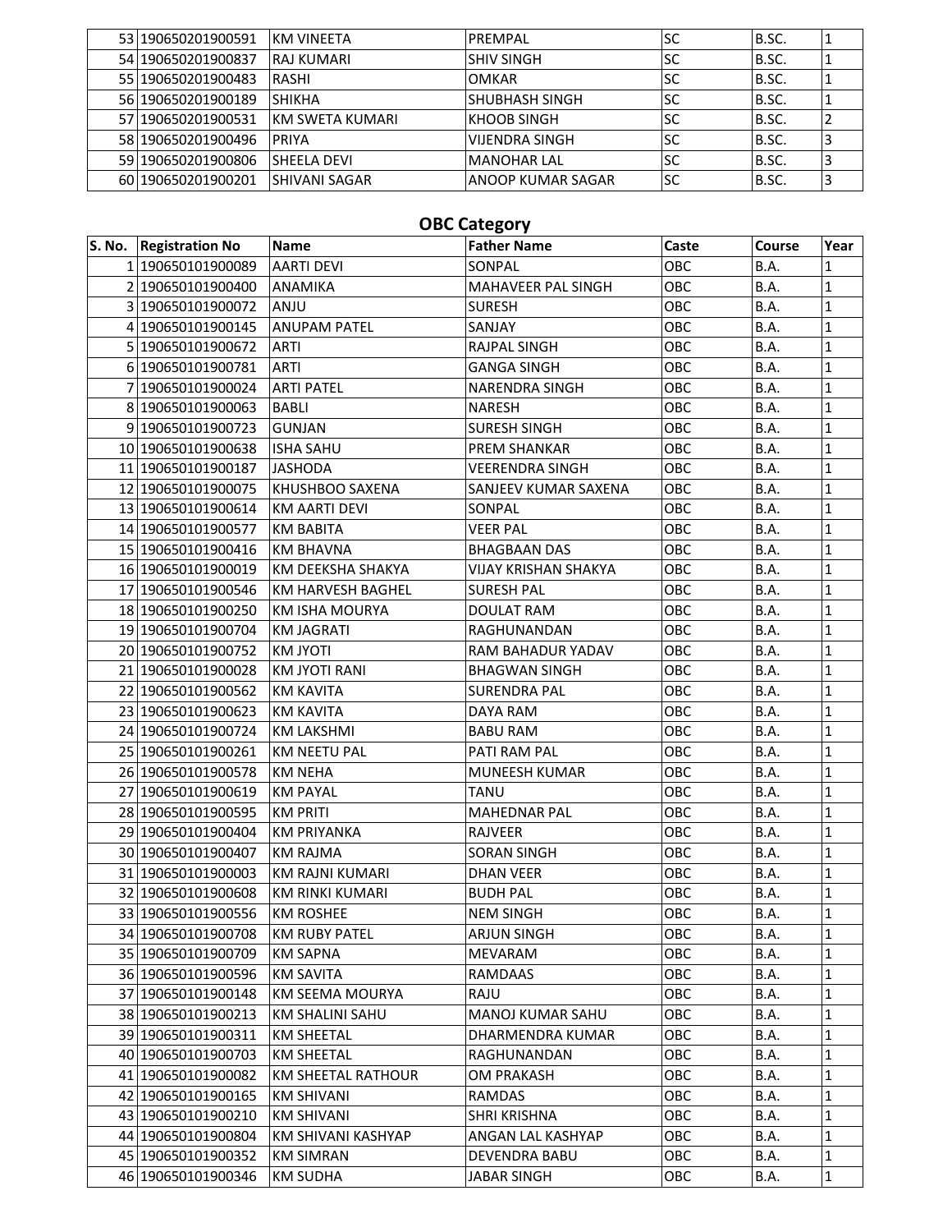| | | | | | | |
|---|---|---|---|---|---|---|
| 53 | 190650201900591 | KM VINEETA | PREMPAL | SC | B.SC. | 1 |
| 54 | 190650201900837 | RAJ KUMARI | SHIV SINGH | SC | B.SC. | 1 |
| 55 | 190650201900483 | RASHI | OMKAR | SC | B.SC. | 1 |
| 56 | 190650201900189 | SHIKHA | SHUBHASH SINGH | SC | B.SC. | 1 |
| 57 | 190650201900531 | KM SWETA KUMARI | KHOOB SINGH | SC | B.SC. | 2 |
| 58 | 190650201900496 | PRIYA | VIJENDRA SINGH | SC | B.SC. | 3 |
| 59 | 190650201900806 | SHEELA DEVI | MANOHAR LAL | SC | B.SC. | 3 |
| 60 | 190650201900201 | SHIVANI SAGAR | ANOOP KUMAR SAGAR | SC | B.SC. | 3 |

## OBC Category

| S. No. | Registration No | Name | Father Name | Caste | Course | Year |
|---|---|---|---|---|---|---|
| 1 | 190650101900089 | AARTI DEVI | SONPAL | OBC | B.A. | 1 |
| 2 | 190650101900400 | ANAMIKA | MAHAVEER PAL SINGH | OBC | B.A. | 1 |
| 3 | 190650101900072 | ANJU | SURESH | OBC | B.A. | 1 |
| 4 | 190650101900145 | ANUPAM PATEL | SANJAY | OBC | B.A. | 1 |
| 5 | 190650101900672 | ARTI | RAJPAL SINGH | OBC | B.A. | 1 |
| 6 | 190650101900781 | ARTI | GANGA SINGH | OBC | B.A. | 1 |
| 7 | 190650101900024 | ARTI PATEL | NARENDRA SINGH | OBC | B.A. | 1 |
| 8 | 190650101900063 | BABLI | NARESH | OBC | B.A. | 1 |
| 9 | 190650101900723 | GUNJAN | SURESH SINGH | OBC | B.A. | 1 |
| 10 | 190650101900638 | ISHA SAHU | PREM SHANKAR | OBC | B.A. | 1 |
| 11 | 190650101900187 | JASHODA | VEERENDRA SINGH | OBC | B.A. | 1 |
| 12 | 190650101900075 | KHUSHBOO SAXENA | SANJEEV KUMAR SAXENA | OBC | B.A. | 1 |
| 13 | 190650101900614 | KM AARTI DEVI | SONPAL | OBC | B.A. | 1 |
| 14 | 190650101900577 | KM BABITA | VEER PAL | OBC | B.A. | 1 |
| 15 | 190650101900416 | KM BHAVNA | BHAGBAAN DAS | OBC | B.A. | 1 |
| 16 | 190650101900019 | KM DEEKSHA SHAKYA | VIJAY KRISHAN SHAKYA | OBC | B.A. | 1 |
| 17 | 190650101900546 | KM HARVESH BAGHEL | SURESH PAL | OBC | B.A. | 1 |
| 18 | 190650101900250 | KM ISHA MOURYA | DOULAT RAM | OBC | B.A. | 1 |
| 19 | 190650101900704 | KM JAGRATI | RAGHUNANDAN | OBC | B.A. | 1 |
| 20 | 190650101900752 | KM JYOTI | RAM BAHADUR YADAV | OBC | B.A. | 1 |
| 21 | 190650101900028 | KM JYOTI RANI | BHAGWAN SINGH | OBC | B.A. | 1 |
| 22 | 190650101900562 | KM KAVITA | SURENDRA PAL | OBC | B.A. | 1 |
| 23 | 190650101900623 | KM KAVITA | DAYA RAM | OBC | B.A. | 1 |
| 24 | 190650101900724 | KM LAKSHMI | BABU RAM | OBC | B.A. | 1 |
| 25 | 190650101900261 | KM NEETU PAL | PATI RAM PAL | OBC | B.A. | 1 |
| 26 | 190650101900578 | KM NEHA | MUNEESH KUMAR | OBC | B.A. | 1 |
| 27 | 190650101900619 | KM PAYAL | TANU | OBC | B.A. | 1 |
| 28 | 190650101900595 | KM PRITI | MAHEDNAR PAL | OBC | B.A. | 1 |
| 29 | 190650101900404 | KM PRIYANKA | RAJVEER | OBC | B.A. | 1 |
| 30 | 190650101900407 | KM RAJMA | SORAN SINGH | OBC | B.A. | 1 |
| 31 | 190650101900003 | KM RAJNI KUMARI | DHAN VEER | OBC | B.A. | 1 |
| 32 | 190650101900608 | KM RINKI KUMARI | BUDH PAL | OBC | B.A. | 1 |
| 33 | 190650101900556 | KM ROSHEE | NEM SINGH | OBC | B.A. | 1 |
| 34 | 190650101900708 | KM RUBY PATEL | ARJUN SINGH | OBC | B.A. | 1 |
| 35 | 190650101900709 | KM SAPNA | MEVARAM | OBC | B.A. | 1 |
| 36 | 190650101900596 | KM SAVITA | RAMDAAS | OBC | B.A. | 1 |
| 37 | 190650101900148 | KM SEEMA MOURYA | RAJU | OBC | B.A. | 1 |
| 38 | 190650101900213 | KM SHALINI SAHU | MANOJ KUMAR SAHU | OBC | B.A. | 1 |
| 39 | 190650101900311 | KM SHEETAL | DHARMENDRA KUMAR | OBC | B.A. | 1 |
| 40 | 190650101900703 | KM SHEETAL | RAGHUNANDAN | OBC | B.A. | 1 |
| 41 | 190650101900082 | KM SHEETAL RATHOUR | OM PRAKASH | OBC | B.A. | 1 |
| 42 | 190650101900165 | KM SHIVANI | RAMDAS | OBC | B.A. | 1 |
| 43 | 190650101900210 | KM SHIVANI | SHRI KRISHNA | OBC | B.A. | 1 |
| 44 | 190650101900804 | KM SHIVANI KASHYAP | ANGAN LAL KASHYAP | OBC | B.A. | 1 |
| 45 | 190650101900352 | KM SIMRAN | DEVENDRA BABU | OBC | B.A. | 1 |
| 46 | 190650101900346 | KM SUDHA | JABAR SINGH | OBC | B.A. | 1 |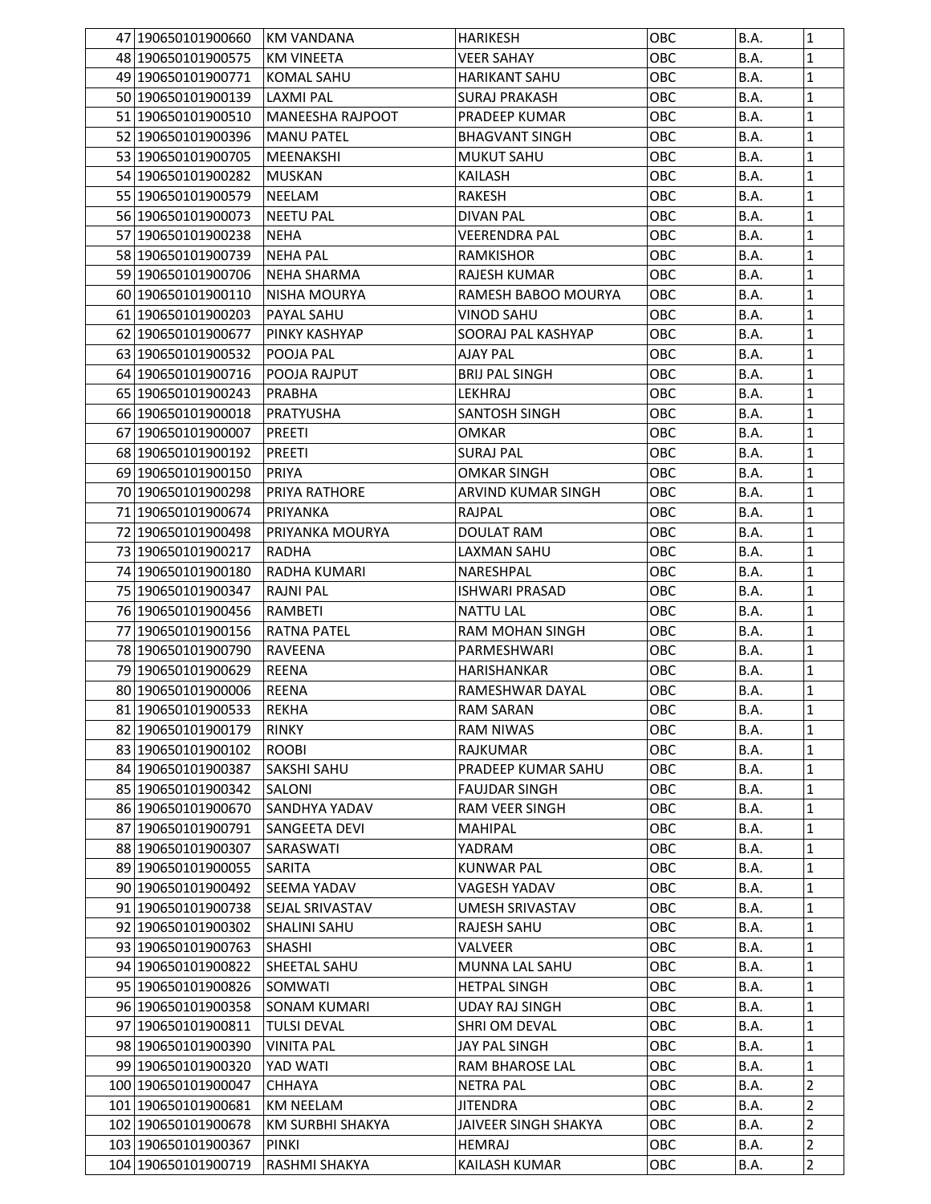| | | | | | | |
|---|---|---|---|---|---|---|
| 47 | 190650101900660 | KM VANDANA | HARIKESH | OBC | B.A. | 1 |
| 48 | 190650101900575 | KM VINEETA | VEER SAHAY | OBC | B.A. | 1 |
| 49 | 190650101900771 | KOMAL SAHU | HARIKANT SAHU | OBC | B.A. | 1 |
| 50 | 190650101900139 | LAXMI PAL | SURAJ PRAKASH | OBC | B.A. | 1 |
| 51 | 190650101900510 | MANEESHA RAJPOOT | PRADEEP KUMAR | OBC | B.A. | 1 |
| 52 | 190650101900396 | MANU PATEL | BHAGVANT SINGH | OBC | B.A. | 1 |
| 53 | 190650101900705 | MEENAKSHI | MUKUT SAHU | OBC | B.A. | 1 |
| 54 | 190650101900282 | MUSKAN | KAILASH | OBC | B.A. | 1 |
| 55 | 190650101900579 | NEELAM | RAKESH | OBC | B.A. | 1 |
| 56 | 190650101900073 | NEETU PAL | DIVAN PAL | OBC | B.A. | 1 |
| 57 | 190650101900238 | NEHA | VEERENDRA PAL | OBC | B.A. | 1 |
| 58 | 190650101900739 | NEHA PAL | RAMKISHOR | OBC | B.A. | 1 |
| 59 | 190650101900706 | NEHA SHARMA | RAJESH KUMAR | OBC | B.A. | 1 |
| 60 | 190650101900110 | NISHA MOURYA | RAMESH BABOO MOURYA | OBC | B.A. | 1 |
| 61 | 190650101900203 | PAYAL SAHU | VINOD SAHU | OBC | B.A. | 1 |
| 62 | 190650101900677 | PINKY KASHYAP | SOORAJ PAL KASHYAP | OBC | B.A. | 1 |
| 63 | 190650101900532 | POOJA PAL | AJAY PAL | OBC | B.A. | 1 |
| 64 | 190650101900716 | POOJA RAJPUT | BRIJ PAL SINGH | OBC | B.A. | 1 |
| 65 | 190650101900243 | PRABHA | LEKHRAJ | OBC | B.A. | 1 |
| 66 | 190650101900018 | PRATYUSHA | SANTOSH SINGH | OBC | B.A. | 1 |
| 67 | 190650101900007 | PREETI | OMKAR | OBC | B.A. | 1 |
| 68 | 190650101900192 | PREETI | SURAJ PAL | OBC | B.A. | 1 |
| 69 | 190650101900150 | PRIYA | OMKAR SINGH | OBC | B.A. | 1 |
| 70 | 190650101900298 | PRIYA RATHORE | ARVIND KUMAR SINGH | OBC | B.A. | 1 |
| 71 | 190650101900674 | PRIYANKA | RAJPAL | OBC | B.A. | 1 |
| 72 | 190650101900498 | PRIYANKA MOURYA | DOULAT RAM | OBC | B.A. | 1 |
| 73 | 190650101900217 | RADHA | LAXMAN SAHU | OBC | B.A. | 1 |
| 74 | 190650101900180 | RADHA KUMARI | NARESHPAL | OBC | B.A. | 1 |
| 75 | 190650101900347 | RAJNI PAL | ISHWARI PRASAD | OBC | B.A. | 1 |
| 76 | 190650101900456 | RAMBETI | NATTU LAL | OBC | B.A. | 1 |
| 77 | 190650101900156 | RATNA PATEL | RAM MOHAN SINGH | OBC | B.A. | 1 |
| 78 | 190650101900790 | RAVEENA | PARMESHWARI | OBC | B.A. | 1 |
| 79 | 190650101900629 | REENA | HARISHANKAR | OBC | B.A. | 1 |
| 80 | 190650101900006 | REENA | RAMESHWAR DAYAL | OBC | B.A. | 1 |
| 81 | 190650101900533 | REKHA | RAM SARAN | OBC | B.A. | 1 |
| 82 | 190650101900179 | RINKY | RAM NIWAS | OBC | B.A. | 1 |
| 83 | 190650101900102 | ROOBI | RAJKUMAR | OBC | B.A. | 1 |
| 84 | 190650101900387 | SAKSHI SAHU | PRADEEP KUMAR SAHU | OBC | B.A. | 1 |
| 85 | 190650101900342 | SALONI | FAUJDAR SINGH | OBC | B.A. | 1 |
| 86 | 190650101900670 | SANDHYA YADAV | RAM VEER SINGH | OBC | B.A. | 1 |
| 87 | 190650101900791 | SANGEETA DEVI | MAHIPAL | OBC | B.A. | 1 |
| 88 | 190650101900307 | SARASWATI | YADRAM | OBC | B.A. | 1 |
| 89 | 190650101900055 | SARITA | KUNWAR PAL | OBC | B.A. | 1 |
| 90 | 190650101900492 | SEEMA YADAV | VAGESH YADAV | OBC | B.A. | 1 |
| 91 | 190650101900738 | SEJAL SRIVASTAV | UMESH SRIVASTAV | OBC | B.A. | 1 |
| 92 | 190650101900302 | SHALINI SAHU | RAJESH SAHU | OBC | B.A. | 1 |
| 93 | 190650101900763 | SHASHI | VALVEER | OBC | B.A. | 1 |
| 94 | 190650101900822 | SHEETAL SAHU | MUNNA LAL SAHU | OBC | B.A. | 1 |
| 95 | 190650101900826 | SOMWATI | HETPAL SINGH | OBC | B.A. | 1 |
| 96 | 190650101900358 | SONAM KUMARI | UDAY RAJ SINGH | OBC | B.A. | 1 |
| 97 | 190650101900811 | TULSI DEVAL | SHRI OM DEVAL | OBC | B.A. | 1 |
| 98 | 190650101900390 | VINITA PAL | JAY PAL SINGH | OBC | B.A. | 1 |
| 99 | 190650101900320 | YAD WATI | RAM BHAROSE LAL | OBC | B.A. | 1 |
| 100 | 190650101900047 | CHHAYA | NETRA PAL | OBC | B.A. | 2 |
| 101 | 190650101900681 | KM NEELAM | JITENDRA | OBC | B.A. | 2 |
| 102 | 190650101900678 | KM SURBHI SHAKYA | JAIVEER SINGH SHAKYA | OBC | B.A. | 2 |
| 103 | 190650101900367 | PINKI | HEMRAJ | OBC | B.A. | 2 |
| 104 | 190650101900719 | RASHMI SHAKYA | KAILASH KUMAR | OBC | B.A. | 2 |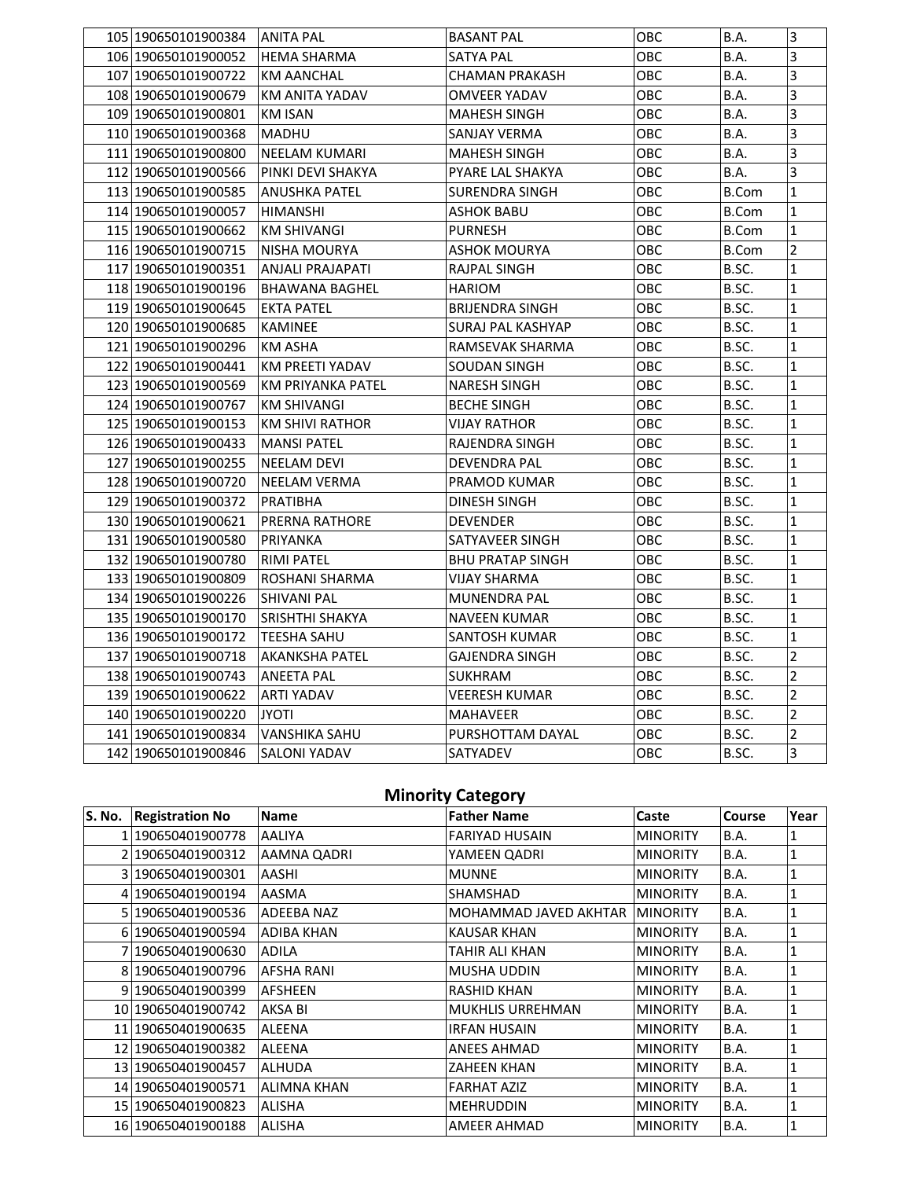| | | | | | | |
|---|---|---|---|---|---|---|
| 105 | 190650101900384 | ANITA PAL | BASANT PAL | OBC | B.A. | 3 |
| 106 | 190650101900052 | HEMA SHARMA | SATYA PAL | OBC | B.A. | 3 |
| 107 | 190650101900722 | KM AANCHAL | CHAMAN PRAKASH | OBC | B.A. | 3 |
| 108 | 190650101900679 | KM ANITA YADAV | OMVEER YADAV | OBC | B.A. | 3 |
| 109 | 190650101900801 | KM ISAN | MAHESH SINGH | OBC | B.A. | 3 |
| 110 | 190650101900368 | MADHU | SANJAY VERMA | OBC | B.A. | 3 |
| 111 | 190650101900800 | NEELAM KUMARI | MAHESH SINGH | OBC | B.A. | 3 |
| 112 | 190650101900566 | PINKI DEVI SHAKYA | PYARE LAL SHAKYA | OBC | B.A. | 3 |
| 113 | 190650101900585 | ANUSHKA PATEL | SURENDRA SINGH | OBC | B.Com | 1 |
| 114 | 190650101900057 | HIMANSHI | ASHOK BABU | OBC | B.Com | 1 |
| 115 | 190650101900662 | KM SHIVANGI | PURNESH | OBC | B.Com | 1 |
| 116 | 190650101900715 | NISHA MOURYA | ASHOK MOURYA | OBC | B.Com | 2 |
| 117 | 190650101900351 | ANJALI PRAJAPATI | RAJPAL SINGH | OBC | B.SC. | 1 |
| 118 | 190650101900196 | BHAWANA BAGHEL | HARIOM | OBC | B.SC. | 1 |
| 119 | 190650101900645 | EKTA PATEL | BRIJENDRA SINGH | OBC | B.SC. | 1 |
| 120 | 190650101900685 | KAMINEE | SURAJ PAL KASHYAP | OBC | B.SC. | 1 |
| 121 | 190650101900296 | KM ASHA | RAMSEVAK SHARMA | OBC | B.SC. | 1 |
| 122 | 190650101900441 | KM PREETI YADAV | SOUDAN SINGH | OBC | B.SC. | 1 |
| 123 | 190650101900569 | KM PRIYANKA PATEL | NARESH SINGH | OBC | B.SC. | 1 |
| 124 | 190650101900767 | KM SHIVANGI | BECHE SINGH | OBC | B.SC. | 1 |
| 125 | 190650101900153 | KM SHIVI RATHOR | VIJAY RATHOR | OBC | B.SC. | 1 |
| 126 | 190650101900433 | MANSI PATEL | RAJENDRA SINGH | OBC | B.SC. | 1 |
| 127 | 190650101900255 | NEELAM DEVI | DEVENDRA PAL | OBC | B.SC. | 1 |
| 128 | 190650101900720 | NEELAM VERMA | PRAMOD KUMAR | OBC | B.SC. | 1 |
| 129 | 190650101900372 | PRATIBHA | DINESH SINGH | OBC | B.SC. | 1 |
| 130 | 190650101900621 | PRERNA RATHORE | DEVENDER | OBC | B.SC. | 1 |
| 131 | 190650101900580 | PRIYANKA | SATYAVEER SINGH | OBC | B.SC. | 1 |
| 132 | 190650101900780 | RIMI PATEL | BHU PRATAP SINGH | OBC | B.SC. | 1 |
| 133 | 190650101900809 | ROSHANI SHARMA | VIJAY SHARMA | OBC | B.SC. | 1 |
| 134 | 190650101900226 | SHIVANI PAL | MUNENDRA PAL | OBC | B.SC. | 1 |
| 135 | 190650101900170 | SRISHTHI SHAKYA | NAVEEN KUMAR | OBC | B.SC. | 1 |
| 136 | 190650101900172 | TEESHA SAHU | SANTOSH KUMAR | OBC | B.SC. | 1 |
| 137 | 190650101900718 | AKANKSHA PATEL | GAJENDRA SINGH | OBC | B.SC. | 2 |
| 138 | 190650101900743 | ANEETA PAL | SUKHRAM | OBC | B.SC. | 2 |
| 139 | 190650101900622 | ARTI YADAV | VEERESH KUMAR | OBC | B.SC. | 2 |
| 140 | 190650101900220 | JYOTI | MAHAVEER | OBC | B.SC. | 2 |
| 141 | 190650101900834 | VANSHIKA SAHU | PURSHOTTAM DAYAL | OBC | B.SC. | 2 |
| 142 | 190650101900846 | SALONI YADAV | SATYADEV | OBC | B.SC. | 3 |

## Minority Category

| S. No. | Registration No | Name | Father Name | Caste | Course | Year |
|---|---|---|---|---|---|---|
| 1 | 190650401900778 | AALIYA | FARIYAD HUSAIN | MINORITY | B.A. | 1 |
| 2 | 190650401900312 | AAMNA QADRI | YAMEEN QADRI | MINORITY | B.A. | 1 |
| 3 | 190650401900301 | AASHI | MUNNE | MINORITY | B.A. | 1 |
| 4 | 190650401900194 | AASMA | SHAMSHAD | MINORITY | B.A. | 1 |
| 5 | 190650401900536 | ADEEBA NAZ | MOHAMMAD JAVED AKHTAR | MINORITY | B.A. | 1 |
| 6 | 190650401900594 | ADIBA KHAN | KAUSAR KHAN | MINORITY | B.A. | 1 |
| 7 | 190650401900630 | ADILA | TAHIR ALI KHAN | MINORITY | B.A. | 1 |
| 8 | 190650401900796 | AFSHA RANI | MUSHA UDDIN | MINORITY | B.A. | 1 |
| 9 | 190650401900399 | AFSHEEN | RASHID KHAN | MINORITY | B.A. | 1 |
| 10 | 190650401900742 | AKSA BI | MUKHLIS URREHMAN | MINORITY | B.A. | 1 |
| 11 | 190650401900635 | ALEENA | IRFAN HUSAIN | MINORITY | B.A. | 1 |
| 12 | 190650401900382 | ALEENA | ANEES AHMAD | MINORITY | B.A. | 1 |
| 13 | 190650401900457 | ALHUDA | ZAHEEN KHAN | MINORITY | B.A. | 1 |
| 14 | 190650401900571 | ALIMNA KHAN | FARHAT AZIZ | MINORITY | B.A. | 1 |
| 15 | 190650401900823 | ALISHA | MEHRUDDIN | MINORITY | B.A. | 1 |
| 16 | 190650401900188 | ALISHA | AMEER AHMAD | MINORITY | B.A. | 1 |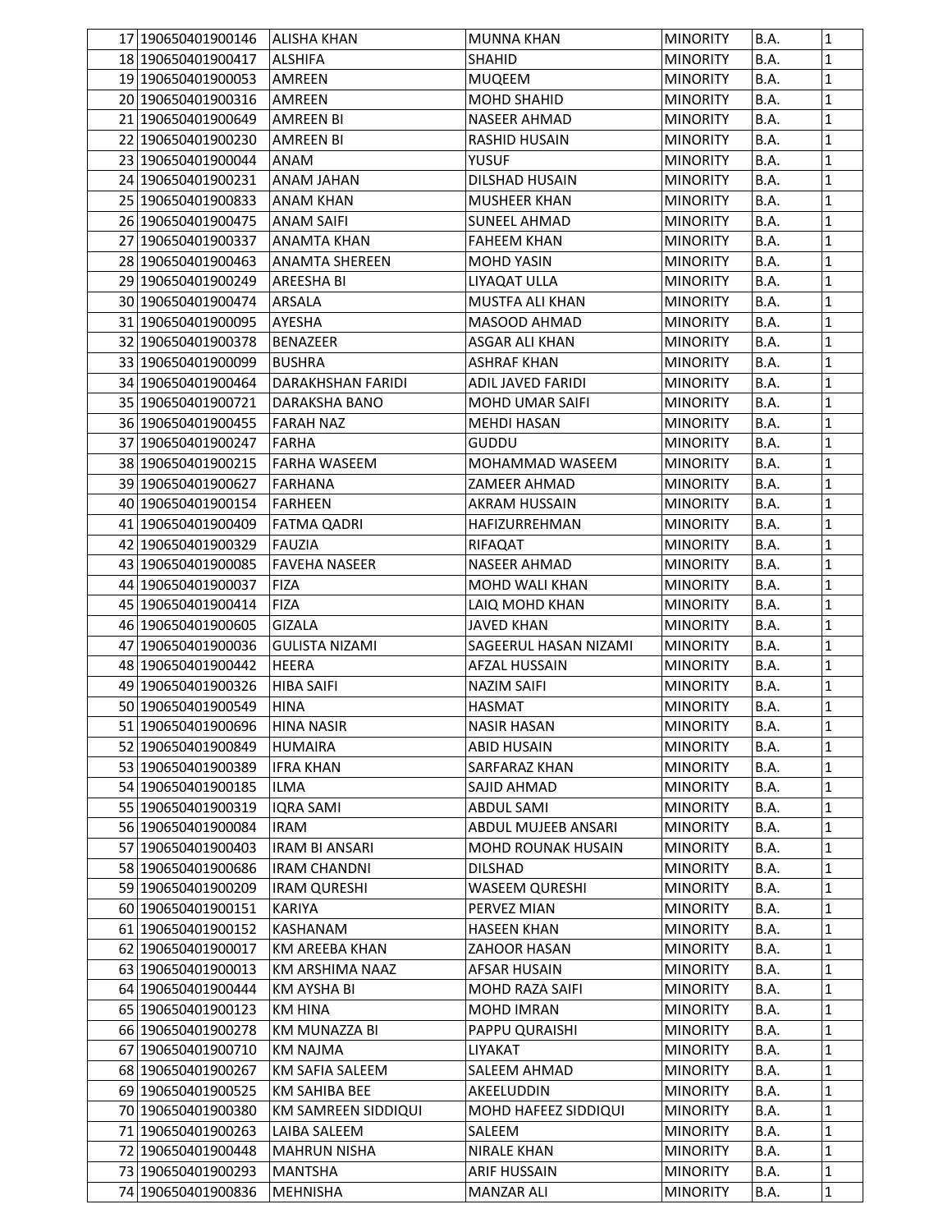| | | | | | | |
|---|---|---|---|---|---|---|
| 17 | 190650401900146 | ALISHA KHAN | MUNNA KHAN | MINORITY | B.A. | 1 |
| 18 | 190650401900417 | ALSHIFA | SHAHID | MINORITY | B.A. | 1 |
| 19 | 190650401900053 | AMREEN | MUQEEM | MINORITY | B.A. | 1 |
| 20 | 190650401900316 | AMREEN | MOHD SHAHID | MINORITY | B.A. | 1 |
| 21 | 190650401900649 | AMREEN BI | NASEER AHMAD | MINORITY | B.A. | 1 |
| 22 | 190650401900230 | AMREEN BI | RASHID HUSAIN | MINORITY | B.A. | 1 |
| 23 | 190650401900044 | ANAM | YUSUF | MINORITY | B.A. | 1 |
| 24 | 190650401900231 | ANAM JAHAN | DILSHAD HUSAIN | MINORITY | B.A. | 1 |
| 25 | 190650401900833 | ANAM KHAN | MUSHEER KHAN | MINORITY | B.A. | 1 |
| 26 | 190650401900475 | ANAM SAIFI | SUNEEL AHMAD | MINORITY | B.A. | 1 |
| 27 | 190650401900337 | ANAMTA KHAN | FAHEEM KHAN | MINORITY | B.A. | 1 |
| 28 | 190650401900463 | ANAMTA SHEREEN | MOHD YASIN | MINORITY | B.A. | 1 |
| 29 | 190650401900249 | AREESHA BI | LIYAQAT ULLA | MINORITY | B.A. | 1 |
| 30 | 190650401900474 | ARSALA | MUSTFA ALI KHAN | MINORITY | B.A. | 1 |
| 31 | 190650401900095 | AYESHA | MASOOD AHMAD | MINORITY | B.A. | 1 |
| 32 | 190650401900378 | BENAZEER | ASGAR ALI KHAN | MINORITY | B.A. | 1 |
| 33 | 190650401900099 | BUSHRA | ASHRAF KHAN | MINORITY | B.A. | 1 |
| 34 | 190650401900464 | DARAKHSHAN FARIDI | ADIL JAVED FARIDI | MINORITY | B.A. | 1 |
| 35 | 190650401900721 | DARAKSHA BANO | MOHD UMAR SAIFI | MINORITY | B.A. | 1 |
| 36 | 190650401900455 | FARAH NAZ | MEHDI HASAN | MINORITY | B.A. | 1 |
| 37 | 190650401900247 | FARHA | GUDDU | MINORITY | B.A. | 1 |
| 38 | 190650401900215 | FARHA WASEEM | MOHAMMAD WASEEM | MINORITY | B.A. | 1 |
| 39 | 190650401900627 | FARHANA | ZAMEER AHMAD | MINORITY | B.A. | 1 |
| 40 | 190650401900154 | FARHEEN | AKRAM HUSSAIN | MINORITY | B.A. | 1 |
| 41 | 190650401900409 | FATMA QADRI | HAFIZURREHMAN | MINORITY | B.A. | 1 |
| 42 | 190650401900329 | FAUZIA | RIFAQAT | MINORITY | B.A. | 1 |
| 43 | 190650401900085 | FAVEHA NASEER | NASEER AHMAD | MINORITY | B.A. | 1 |
| 44 | 190650401900037 | FIZA | MOHD WALI KHAN | MINORITY | B.A. | 1 |
| 45 | 190650401900414 | FIZA | LAIQ MOHD KHAN | MINORITY | B.A. | 1 |
| 46 | 190650401900605 | GIZALA | JAVED KHAN | MINORITY | B.A. | 1 |
| 47 | 190650401900036 | GULISTA NIZAMI | SAGEERUL HASAN NIZAMI | MINORITY | B.A. | 1 |
| 48 | 190650401900442 | HEERA | AFZAL HUSSAIN | MINORITY | B.A. | 1 |
| 49 | 190650401900326 | HIBA SAIFI | NAZIM SAIFI | MINORITY | B.A. | 1 |
| 50 | 190650401900549 | HINA | HASMAT | MINORITY | B.A. | 1 |
| 51 | 190650401900696 | HINA NASIR | NASIR HASAN | MINORITY | B.A. | 1 |
| 52 | 190650401900849 | HUMAIRA | ABID HUSAIN | MINORITY | B.A. | 1 |
| 53 | 190650401900389 | IFRA KHAN | SARFARAZ KHAN | MINORITY | B.A. | 1 |
| 54 | 190650401900185 | ILMA | SAJID AHMAD | MINORITY | B.A. | 1 |
| 55 | 190650401900319 | IQRA SAMI | ABDUL SAMI | MINORITY | B.A. | 1 |
| 56 | 190650401900084 | IRAM | ABDUL MUJEEB ANSARI | MINORITY | B.A. | 1 |
| 57 | 190650401900403 | IRAM BI ANSARI | MOHD ROUNAK HUSAIN | MINORITY | B.A. | 1 |
| 58 | 190650401900686 | IRAM CHANDNI | DILSHAD | MINORITY | B.A. | 1 |
| 59 | 190650401900209 | IRAM QURESHI | WASEEM QURESHI | MINORITY | B.A. | 1 |
| 60 | 190650401900151 | KARIYA | PERVEZ MIAN | MINORITY | B.A. | 1 |
| 61 | 190650401900152 | KASHANAM | HASEEN KHAN | MINORITY | B.A. | 1 |
| 62 | 190650401900017 | KM AREEBA KHAN | ZAHOOR HASAN | MINORITY | B.A. | 1 |
| 63 | 190650401900013 | KM ARSHIMA NAAZ | AFSAR HUSAIN | MINORITY | B.A. | 1 |
| 64 | 190650401900444 | KM AYSHA BI | MOHD RAZA SAIFI | MINORITY | B.A. | 1 |
| 65 | 190650401900123 | KM HINA | MOHD IMRAN | MINORITY | B.A. | 1 |
| 66 | 190650401900278 | KM MUNAZZA BI | PAPPU QURAISHI | MINORITY | B.A. | 1 |
| 67 | 190650401900710 | KM NAJMA | LIYAKAT | MINORITY | B.A. | 1 |
| 68 | 190650401900267 | KM SAFIA SALEEM | SALEEM AHMAD | MINORITY | B.A. | 1 |
| 69 | 190650401900525 | KM SAHIBA BEE | AKEELUDDIN | MINORITY | B.A. | 1 |
| 70 | 190650401900380 | KM SAMREEN SIDDIQUI | MOHD HAFEEZ SIDDIQUI | MINORITY | B.A. | 1 |
| 71 | 190650401900263 | LAIBA SALEEM | SALEEM | MINORITY | B.A. | 1 |
| 72 | 190650401900448 | MAHRUN NISHA | NIRALE KHAN | MINORITY | B.A. | 1 |
| 73 | 190650401900293 | MANTSHA | ARIF HUSSAIN | MINORITY | B.A. | 1 |
| 74 | 190650401900836 | MEHNISHA | MANZAR ALI | MINORITY | B.A. | 1 |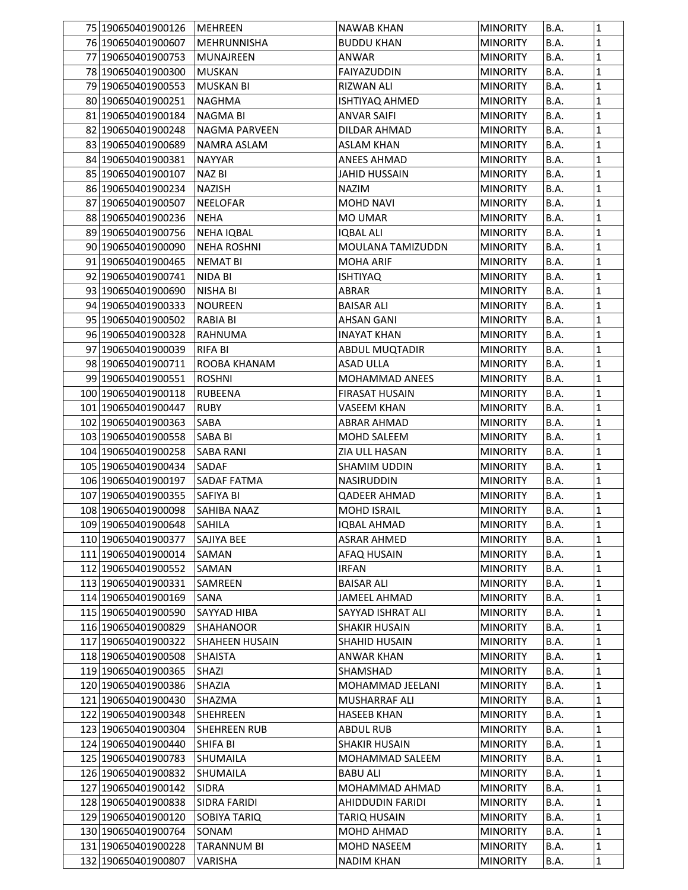| | | | | | | |
|---|---|---|---|---|---|---|
| 75 | 190650401900126 | MEHREEN | NAWAB KHAN | MINORITY | B.A. | 1 |
| 76 | 190650401900607 | MEHRUNNISHA | BUDDU KHAN | MINORITY | B.A. | 1 |
| 77 | 190650401900753 | MUNAJREEN | ANWAR | MINORITY | B.A. | 1 |
| 78 | 190650401900300 | MUSKAN | FAIYAZUDDIN | MINORITY | B.A. | 1 |
| 79 | 190650401900553 | MUSKAN BI | RIZWAN ALI | MINORITY | B.A. | 1 |
| 80 | 190650401900251 | NAGHMA | ISHTIYAQ AHMED | MINORITY | B.A. | 1 |
| 81 | 190650401900184 | NAGMA BI | ANVAR SAIFI | MINORITY | B.A. | 1 |
| 82 | 190650401900248 | NAGMA PARVEEN | DILDAR AHMAD | MINORITY | B.A. | 1 |
| 83 | 190650401900689 | NAMRA ASLAM | ASLAM KHAN | MINORITY | B.A. | 1 |
| 84 | 190650401900381 | NAYYAR | ANEES AHMAD | MINORITY | B.A. | 1 |
| 85 | 190650401900107 | NAZ BI | JAHID HUSSAIN | MINORITY | B.A. | 1 |
| 86 | 190650401900234 | NAZISH | NAZIM | MINORITY | B.A. | 1 |
| 87 | 190650401900507 | NEELOFAR | MOHD NAVI | MINORITY | B.A. | 1 |
| 88 | 190650401900236 | NEHA | MO UMAR | MINORITY | B.A. | 1 |
| 89 | 190650401900756 | NEHA IQBAL | IQBAL ALI | MINORITY | B.A. | 1 |
| 90 | 190650401900090 | NEHA ROSHNI | MOULANA TAMIZUDDN | MINORITY | B.A. | 1 |
| 91 | 190650401900465 | NEMAT BI | MOHA ARIF | MINORITY | B.A. | 1 |
| 92 | 190650401900741 | NIDA BI | ISHTIYAQ | MINORITY | B.A. | 1 |
| 93 | 190650401900690 | NISHA BI | ABRAR | MINORITY | B.A. | 1 |
| 94 | 190650401900333 | NOUREEN | BAISAR ALI | MINORITY | B.A. | 1 |
| 95 | 190650401900502 | RABIA BI | AHSAN GANI | MINORITY | B.A. | 1 |
| 96 | 190650401900328 | RAHNUMA | INAYAT KHAN | MINORITY | B.A. | 1 |
| 97 | 190650401900039 | RIFA BI | ABDUL MUQTADIR | MINORITY | B.A. | 1 |
| 98 | 190650401900711 | ROOBA KHANAM | ASAD ULLA | MINORITY | B.A. | 1 |
| 99 | 190650401900551 | ROSHNI | MOHAMMAD ANEES | MINORITY | B.A. | 1 |
| 100 | 190650401900118 | RUBEENA | FIRASAT HUSAIN | MINORITY | B.A. | 1 |
| 101 | 190650401900447 | RUBY | VASEEM KHAN | MINORITY | B.A. | 1 |
| 102 | 190650401900363 | SABA | ABRAR AHMAD | MINORITY | B.A. | 1 |
| 103 | 190650401900558 | SABA BI | MOHD SALEEM | MINORITY | B.A. | 1 |
| 104 | 190650401900258 | SABA RANI | ZIA ULL HASAN | MINORITY | B.A. | 1 |
| 105 | 190650401900434 | SADAF | SHAMIM UDDIN | MINORITY | B.A. | 1 |
| 106 | 190650401900197 | SADAF FATMA | NASIRUDDIN | MINORITY | B.A. | 1 |
| 107 | 190650401900355 | SAFIYA BI | QADEER AHMAD | MINORITY | B.A. | 1 |
| 108 | 190650401900098 | SAHIBA NAAZ | MOHD ISRAIL | MINORITY | B.A. | 1 |
| 109 | 190650401900648 | SAHILA | IQBAL AHMAD | MINORITY | B.A. | 1 |
| 110 | 190650401900377 | SAJIYA BEE | ASRAR AHMED | MINORITY | B.A. | 1 |
| 111 | 190650401900014 | SAMAN | AFAQ HUSAIN | MINORITY | B.A. | 1 |
| 112 | 190650401900552 | SAMAN | IRFAN | MINORITY | B.A. | 1 |
| 113 | 190650401900331 | SAMREEN | BAISAR ALI | MINORITY | B.A. | 1 |
| 114 | 190650401900169 | SANA | JAMEEL AHMAD | MINORITY | B.A. | 1 |
| 115 | 190650401900590 | SAYYAD HIBA | SAYYAD ISHRAT ALI | MINORITY | B.A. | 1 |
| 116 | 190650401900829 | SHAHANOOR | SHAKIR HUSAIN | MINORITY | B.A. | 1 |
| 117 | 190650401900322 | SHAHEEN HUSAIN | SHAHID HUSAIN | MINORITY | B.A. | 1 |
| 118 | 190650401900508 | SHAISTA | ANWAR KHAN | MINORITY | B.A. | 1 |
| 119 | 190650401900365 | SHAZI | SHAMSHAD | MINORITY | B.A. | 1 |
| 120 | 190650401900386 | SHAZIA | MOHAMMAD JEELANI | MINORITY | B.A. | 1 |
| 121 | 190650401900430 | SHAZMA | MUSHARRAF ALI | MINORITY | B.A. | 1 |
| 122 | 190650401900348 | SHEHREEN | HASEEB KHAN | MINORITY | B.A. | 1 |
| 123 | 190650401900304 | SHEHREEN RUB | ABDUL RUB | MINORITY | B.A. | 1 |
| 124 | 190650401900440 | SHIFA BI | SHAKIR HUSAIN | MINORITY | B.A. | 1 |
| 125 | 190650401900783 | SHUMAILA | MOHAMMAD SALEEM | MINORITY | B.A. | 1 |
| 126 | 190650401900832 | SHUMAILA | BABU ALI | MINORITY | B.A. | 1 |
| 127 | 190650401900142 | SIDRA | MOHAMMAD AHMAD | MINORITY | B.A. | 1 |
| 128 | 190650401900838 | SIDRA FARIDI | AHIDDUDIN FARIDI | MINORITY | B.A. | 1 |
| 129 | 190650401900120 | SOBIYA TARIQ | TARIQ HUSAIN | MINORITY | B.A. | 1 |
| 130 | 190650401900764 | SONAM | MOHD AHMAD | MINORITY | B.A. | 1 |
| 131 | 190650401900228 | TARANNUM BI | MOHD NASEEM | MINORITY | B.A. | 1 |
| 132 | 190650401900807 | VARISHA | NADIM KHAN | MINORITY | B.A. | 1 |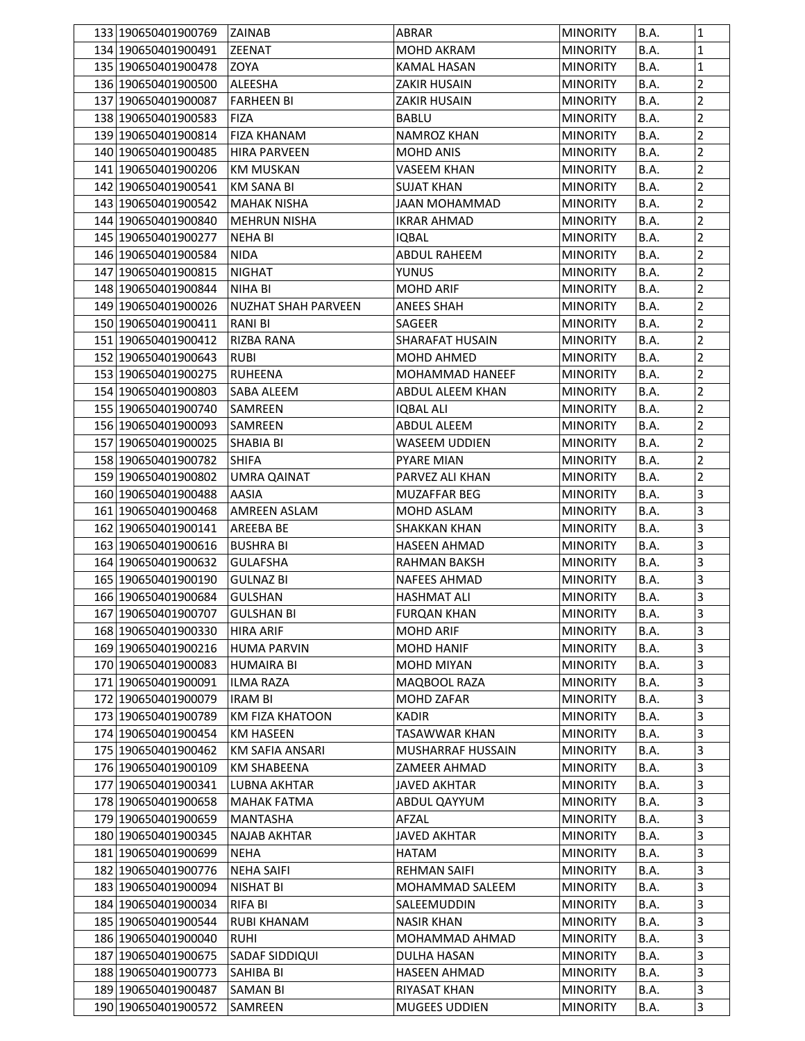| | | | | | | |
|---|---|---|---|---|---|---|
| 133 | 190650401900769 | ZAINAB | ABRAR | MINORITY | B.A. | 1 |
| 134 | 190650401900491 | ZEENAT | MOHD AKRAM | MINORITY | B.A. | 1 |
| 135 | 190650401900478 | ZOYA | KAMAL HASAN | MINORITY | B.A. | 1 |
| 136 | 190650401900500 | ALEESHA | ZAKIR HUSAIN | MINORITY | B.A. | 2 |
| 137 | 190650401900087 | FARHEEN BI | ZAKIR HUSAIN | MINORITY | B.A. | 2 |
| 138 | 190650401900583 | FIZA | BABLU | MINORITY | B.A. | 2 |
| 139 | 190650401900814 | FIZA KHANAM | NAMROZ KHAN | MINORITY | B.A. | 2 |
| 140 | 190650401900485 | HIRA PARVEEN | MOHD ANIS | MINORITY | B.A. | 2 |
| 141 | 190650401900206 | KM MUSKAN | VASEEM KHAN | MINORITY | B.A. | 2 |
| 142 | 190650401900541 | KM SANA BI | SUJAT KHAN | MINORITY | B.A. | 2 |
| 143 | 190650401900542 | MAHAK NISHA | JAAN MOHAMMAD | MINORITY | B.A. | 2 |
| 144 | 190650401900840 | MEHRUN NISHA | IKRAR AHMAD | MINORITY | B.A. | 2 |
| 145 | 190650401900277 | NEHA BI | IQBAL | MINORITY | B.A. | 2 |
| 146 | 190650401900584 | NIDA | ABDUL RAHEEM | MINORITY | B.A. | 2 |
| 147 | 190650401900815 | NIGHAT | YUNUS | MINORITY | B.A. | 2 |
| 148 | 190650401900844 | NIHA BI | MOHD ARIF | MINORITY | B.A. | 2 |
| 149 | 190650401900026 | NUZHAT SHAH PARVEEN | ANEES SHAH | MINORITY | B.A. | 2 |
| 150 | 190650401900411 | RANI BI | SAGEER | MINORITY | B.A. | 2 |
| 151 | 190650401900412 | RIZBA RANA | SHARAFAT HUSAIN | MINORITY | B.A. | 2 |
| 152 | 190650401900643 | RUBI | MOHD AHMED | MINORITY | B.A. | 2 |
| 153 | 190650401900275 | RUHEENA | MOHAMMAD HANEEF | MINORITY | B.A. | 2 |
| 154 | 190650401900803 | SABA ALEEM | ABDUL ALEEM KHAN | MINORITY | B.A. | 2 |
| 155 | 190650401900740 | SAMREEN | IQBAL ALI | MINORITY | B.A. | 2 |
| 156 | 190650401900093 | SAMREEN | ABDUL ALEEM | MINORITY | B.A. | 2 |
| 157 | 190650401900025 | SHABIA BI | WASEEM UDDIEN | MINORITY | B.A. | 2 |
| 158 | 190650401900782 | SHIFA | PYARE MIAN | MINORITY | B.A. | 2 |
| 159 | 190650401900802 | UMRA QAINAT | PARVEZ ALI KHAN | MINORITY | B.A. | 2 |
| 160 | 190650401900488 | AASIA | MUZAFFAR BEG | MINORITY | B.A. | 3 |
| 161 | 190650401900468 | AMREEN ASLAM | MOHD ASLAM | MINORITY | B.A. | 3 |
| 162 | 190650401900141 | AREEBA BE | SHAKKAN KHAN | MINORITY | B.A. | 3 |
| 163 | 190650401900616 | BUSHRA BI | HASEEN AHMAD | MINORITY | B.A. | 3 |
| 164 | 190650401900632 | GULAFSHA | RAHMAN BAKSH | MINORITY | B.A. | 3 |
| 165 | 190650401900190 | GULNAZ BI | NAFEES AHMAD | MINORITY | B.A. | 3 |
| 166 | 190650401900684 | GULSHAN | HASHMAT ALI | MINORITY | B.A. | 3 |
| 167 | 190650401900707 | GULSHAN BI | FURQAN KHAN | MINORITY | B.A. | 3 |
| 168 | 190650401900330 | HIRA ARIF | MOHD ARIF | MINORITY | B.A. | 3 |
| 169 | 190650401900216 | HUMA PARVIN | MOHD HANIF | MINORITY | B.A. | 3 |
| 170 | 190650401900083 | HUMAIRA BI | MOHD MIYAN | MINORITY | B.A. | 3 |
| 171 | 190650401900091 | ILMA RAZA | MAQBOOL RAZA | MINORITY | B.A. | 3 |
| 172 | 190650401900079 | IRAM BI | MOHD ZAFAR | MINORITY | B.A. | 3 |
| 173 | 190650401900789 | KM FIZA KHATOON | KADIR | MINORITY | B.A. | 3 |
| 174 | 190650401900454 | KM HASEEN | TASAWWAR KHAN | MINORITY | B.A. | 3 |
| 175 | 190650401900462 | KM SAFIA ANSARI | MUSHARRAF HUSSAIN | MINORITY | B.A. | 3 |
| 176 | 190650401900109 | KM SHABEENA | ZAMEER AHMAD | MINORITY | B.A. | 3 |
| 177 | 190650401900341 | LUBNA AKHTAR | JAVED AKHTAR | MINORITY | B.A. | 3 |
| 178 | 190650401900658 | MAHAK FATMA | ABDUL QAYYUM | MINORITY | B.A. | 3 |
| 179 | 190650401900659 | MANTASHA | AFZAL | MINORITY | B.A. | 3 |
| 180 | 190650401900345 | NAJAB AKHTAR | JAVED AKHTAR | MINORITY | B.A. | 3 |
| 181 | 190650401900699 | NEHA | HATAM | MINORITY | B.A. | 3 |
| 182 | 190650401900776 | NEHA SAIFI | REHMAN SAIFI | MINORITY | B.A. | 3 |
| 183 | 190650401900094 | NISHAT BI | MOHAMMAD SALEEM | MINORITY | B.A. | 3 |
| 184 | 190650401900034 | RIFA BI | SALEEMUDDIN | MINORITY | B.A. | 3 |
| 185 | 190650401900544 | RUBI KHANAM | NASIR KHAN | MINORITY | B.A. | 3 |
| 186 | 190650401900040 | RUHI | MOHAMMAD AHMAD | MINORITY | B.A. | 3 |
| 187 | 190650401900675 | SADAF SIDDIQUI | DULHA HASAN | MINORITY | B.A. | 3 |
| 188 | 190650401900773 | SAHIBA BI | HASEEN AHMAD | MINORITY | B.A. | 3 |
| 189 | 190650401900487 | SAMAN BI | RIYASAT KHAN | MINORITY | B.A. | 3 |
| 190 | 190650401900572 | SAMREEN | MUGEES UDDIEN | MINORITY | B.A. | 3 |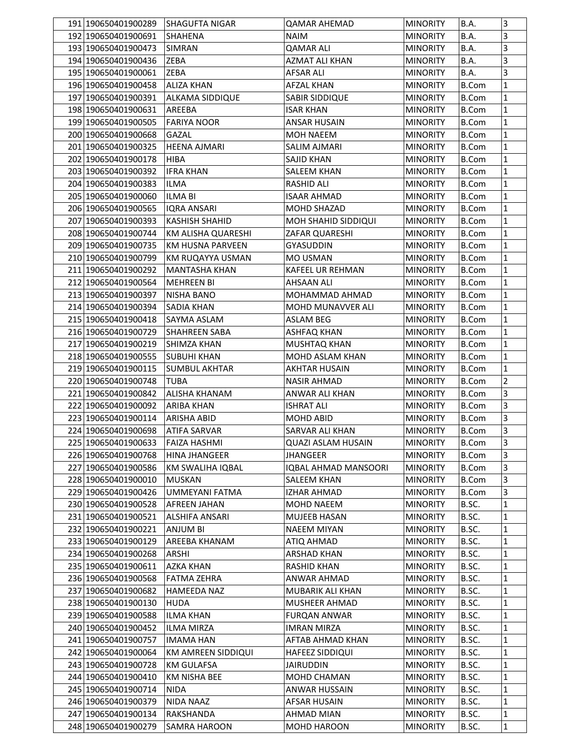| | | | | | | |
|---|---|---|---|---|---|---|
| 191 | 190650401900289 | SHAGUFTA NIGAR | QAMAR AHEMAD | MINORITY | B.A. | 3 |
| 192 | 190650401900691 | SHAHENA | NAIM | MINORITY | B.A. | 3 |
| 193 | 190650401900473 | SIMRAN | QAMAR ALI | MINORITY | B.A. | 3 |
| 194 | 190650401900436 | ZEBA | AZMAT ALI KHAN | MINORITY | B.A. | 3 |
| 195 | 190650401900061 | ZEBA | AFSAR ALI | MINORITY | B.A. | 3 |
| 196 | 190650401900458 | ALIZA KHAN | AFZAL KHAN | MINORITY | B.Com | 1 |
| 197 | 190650401900391 | ALKAMA SIDDIQUE | SABIR SIDDIQUE | MINORITY | B.Com | 1 |
| 198 | 190650401900631 | AREEBA | ISAR KHAN | MINORITY | B.Com | 1 |
| 199 | 190650401900505 | FARIYA NOOR | ANSAR HUSAIN | MINORITY | B.Com | 1 |
| 200 | 190650401900668 | GAZAL | MOH NAEEM | MINORITY | B.Com | 1 |
| 201 | 190650401900325 | HEENA AJMARI | SALIM AJMARI | MINORITY | B.Com | 1 |
| 202 | 190650401900178 | HIBA | SAJID KHAN | MINORITY | B.Com | 1 |
| 203 | 190650401900392 | IFRA KHAN | SALEEM KHAN | MINORITY | B.Com | 1 |
| 204 | 190650401900383 | ILMA | RASHID ALI | MINORITY | B.Com | 1 |
| 205 | 190650401900060 | ILMA BI | ISAAR AHMAD | MINORITY | B.Com | 1 |
| 206 | 190650401900565 | IQRA ANSARI | MOHD SHAZAD | MINORITY | B.Com | 1 |
| 207 | 190650401900393 | KASHISH SHAHID | MOH SHAHID SIDDIQUI | MINORITY | B.Com | 1 |
| 208 | 190650401900744 | KM ALISHA QUARESHI | ZAFAR QUARESHI | MINORITY | B.Com | 1 |
| 209 | 190650401900735 | KM HUSNA PARVEEN | GYASUDDIN | MINORITY | B.Com | 1 |
| 210 | 190650401900799 | KM RUQAYYA USMAN | MO USMAN | MINORITY | B.Com | 1 |
| 211 | 190650401900292 | MANTASHA KHAN | KAFEEL UR REHMAN | MINORITY | B.Com | 1 |
| 212 | 190650401900564 | MEHREEN BI | AHSAAN ALI | MINORITY | B.Com | 1 |
| 213 | 190650401900397 | NISHA BANO | MOHAMMAD AHMAD | MINORITY | B.Com | 1 |
| 214 | 190650401900394 | SADIA KHAN | MOHD MUNAVVER ALI | MINORITY | B.Com | 1 |
| 215 | 190650401900418 | SAYMA ASLAM | ASLAM BEG | MINORITY | B.Com | 1 |
| 216 | 190650401900729 | SHAHREEN SABA | ASHFAQ KHAN | MINORITY | B.Com | 1 |
| 217 | 190650401900219 | SHIMZA KHAN | MUSHTAQ KHAN | MINORITY | B.Com | 1 |
| 218 | 190650401900555 | SUBUHI KHAN | MOHD ASLAM KHAN | MINORITY | B.Com | 1 |
| 219 | 190650401900115 | SUMBUL AKHTAR | AKHTAR HUSAIN | MINORITY | B.Com | 1 |
| 220 | 190650401900748 | TUBA | NASIR AHMAD | MINORITY | B.Com | 2 |
| 221 | 190650401900842 | ALISHA KHANAM | ANWAR ALI KHAN | MINORITY | B.Com | 3 |
| 222 | 190650401900092 | ARIBA KHAN | ISHRAT ALI | MINORITY | B.Com | 3 |
| 223 | 190650401900114 | ARISHA ABID | MOHD ABID | MINORITY | B.Com | 3 |
| 224 | 190650401900698 | ATIFA SARVAR | SARVAR ALI KHAN | MINORITY | B.Com | 3 |
| 225 | 190650401900633 | FAIZA HASHMI | QUAZI ASLAM HUSAIN | MINORITY | B.Com | 3 |
| 226 | 190650401900768 | HINA JHANGEER | JHANGEER | MINORITY | B.Com | 3 |
| 227 | 190650401900586 | KM SWALIHA IQBAL | IQBAL AHMAD MANSOORI | MINORITY | B.Com | 3 |
| 228 | 190650401900010 | MUSKAN | SALEEM KHAN | MINORITY | B.Com | 3 |
| 229 | 190650401900426 | UMMEYANI FATMA | IZHAR AHMAD | MINORITY | B.Com | 3 |
| 230 | 190650401900528 | AFREEN JAHAN | MOHD NAEEM | MINORITY | B.SC. | 1 |
| 231 | 190650401900521 | ALSHIFA ANSARI | MUJEEB HASAN | MINORITY | B.SC. | 1 |
| 232 | 190650401900221 | ANJUM BI | NAEEM MIYAN | MINORITY | B.SC. | 1 |
| 233 | 190650401900129 | AREEBA KHANAM | ATIQ AHMAD | MINORITY | B.SC. | 1 |
| 234 | 190650401900268 | ARSHI | ARSHAD KHAN | MINORITY | B.SC. | 1 |
| 235 | 190650401900611 | AZKA KHAN | RASHID KHAN | MINORITY | B.SC. | 1 |
| 236 | 190650401900568 | FATMA ZEHRA | ANWAR AHMAD | MINORITY | B.SC. | 1 |
| 237 | 190650401900682 | HAMEEDA NAZ | MUBARIK ALI KHAN | MINORITY | B.SC. | 1 |
| 238 | 190650401900130 | HUDA | MUSHEER AHMAD | MINORITY | B.SC. | 1 |
| 239 | 190650401900588 | ILMA KHAN | FURQAN ANWAR | MINORITY | B.SC. | 1 |
| 240 | 190650401900452 | ILMA MIRZA | IMRAN MIRZA | MINORITY | B.SC. | 1 |
| 241 | 190650401900757 | IMAMA HAN | AFTAB AHMAD KHAN | MINORITY | B.SC. | 1 |
| 242 | 190650401900064 | KM AMREEN SIDDIQUI | HAFEEZ SIDDIQUI | MINORITY | B.SC. | 1 |
| 243 | 190650401900728 | KM GULAFSA | JAIRUDDIN | MINORITY | B.SC. | 1 |
| 244 | 190650401900410 | KM NISHA BEE | MOHD CHAMAN | MINORITY | B.SC. | 1 |
| 245 | 190650401900714 | NIDA | ANWAR HUSSAIN | MINORITY | B.SC. | 1 |
| 246 | 190650401900379 | NIDA NAAZ | AFSAR HUSAIN | MINORITY | B.SC. | 1 |
| 247 | 190650401900134 | RAKSHANDA | AHMAD MIAN | MINORITY | B.SC. | 1 |
| 248 | 190650401900279 | SAMRA HAROON | MOHD HAROON | MINORITY | B.SC. | 1 |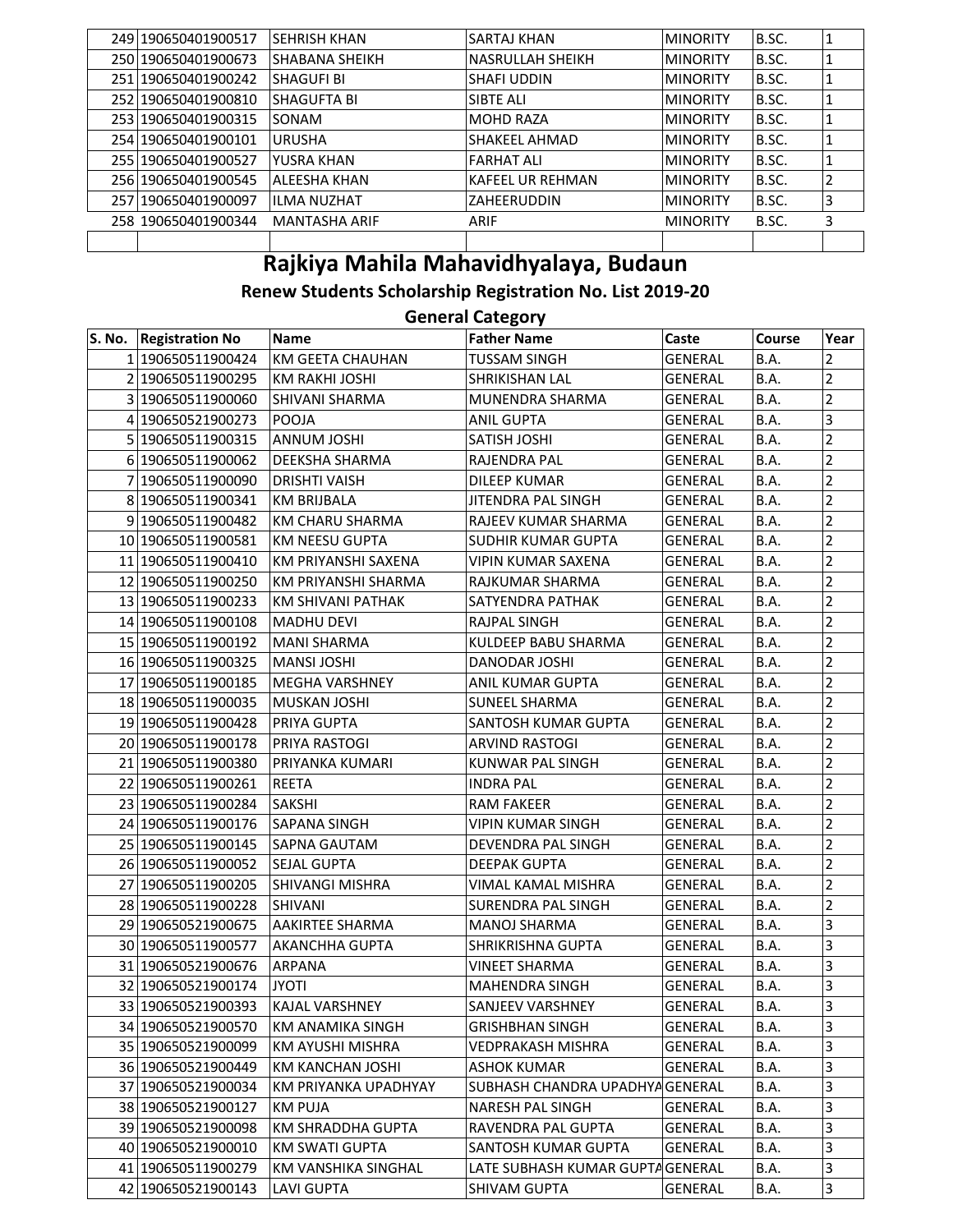| | | | | | | |
|---|---|---|---|---|---|---|
| 249 | 190650401900517 | SEHRISH KHAN | SARTAJ KHAN | MINORITY | B.SC. | 1 |
| 250 | 190650401900673 | SHABANA SHEIKH | NASRULLAH SHEIKH | MINORITY | B.SC. | 1 |
| 251 | 190650401900242 | SHAGUFI BI | SHAFI UDDIN | MINORITY | B.SC. | 1 |
| 252 | 190650401900810 | SHAGUFTA BI | SIBTE ALI | MINORITY | B.SC. | 1 |
| 253 | 190650401900315 | SONAM | MOHD RAZA | MINORITY | B.SC. | 1 |
| 254 | 190650401900101 | URUSHA | SHAKEEL AHMAD | MINORITY | B.SC. | 1 |
| 255 | 190650401900527 | YUSRA KHAN | FARHAT ALI | MINORITY | B.SC. | 1 |
| 256 | 190650401900545 | ALEESHA KHAN | KAFEEL UR REHMAN | MINORITY | B.SC. | 2 |
| 257 | 190650401900097 | ILMA NUZHAT | ZAHEERUDDIN | MINORITY | B.SC. | 3 |
| 258 | 190650401900344 | MANTASHA ARIF | ARIF | MINORITY | B.SC. | 3 |

# Rajkiya Mahila Mahavidhyalaya, Budaun

## Renew Students Scholarship Registration No. List 2019-20

### General Category

| S. No. | Registration No | Name | Father Name | Caste | Course | Year |
|---|---|---|---|---|---|---|
| 1 | 190650511900424 | KM GEETA CHAUHAN | TUSSAM SINGH | GENERAL | B.A. | 2 |
| 2 | 190650511900295 | KM RAKHI JOSHI | SHRIKISHAN LAL | GENERAL | B.A. | 2 |
| 3 | 190650511900060 | SHIVANI SHARMA | MUNENDRA SHARMA | GENERAL | B.A. | 2 |
| 4 | 190650521900273 | POOJA | ANIL GUPTA | GENERAL | B.A. | 3 |
| 5 | 190650511900315 | ANNUM JOSHI | SATISH JOSHI | GENERAL | B.A. | 2 |
| 6 | 190650511900062 | DEEKSHA SHARMA | RAJENDRA PAL | GENERAL | B.A. | 2 |
| 7 | 190650511900090 | DRISHTI VAISH | DILEEP KUMAR | GENERAL | B.A. | 2 |
| 8 | 190650511900341 | KM BRIJBALA | JITENDRA PAL SINGH | GENERAL | B.A. | 2 |
| 9 | 190650511900482 | KM CHARU SHARMA | RAJEEV KUMAR SHARMA | GENERAL | B.A. | 2 |
| 10 | 190650511900581 | KM NEESU GUPTA | SUDHIR KUMAR GUPTA | GENERAL | B.A. | 2 |
| 11 | 190650511900410 | KM PRIYANSHI SAXENA | VIPIN KUMAR SAXENA | GENERAL | B.A. | 2 |
| 12 | 190650511900250 | KM PRIYANSHI SHARMA | RAJKUMAR SHARMA | GENERAL | B.A. | 2 |
| 13 | 190650511900233 | KM SHIVANI PATHAK | SATYENDRA PATHAK | GENERAL | B.A. | 2 |
| 14 | 190650511900108 | MADHU DEVI | RAJPAL SINGH | GENERAL | B.A. | 2 |
| 15 | 190650511900192 | MANI SHARMA | KULDEEP BABU SHARMA | GENERAL | B.A. | 2 |
| 16 | 190650511900325 | MANSI JOSHI | DANODAR JOSHI | GENERAL | B.A. | 2 |
| 17 | 190650511900185 | MEGHA VARSHNEY | ANIL KUMAR GUPTA | GENERAL | B.A. | 2 |
| 18 | 190650511900035 | MUSKAN JOSHI | SUNEEL SHARMA | GENERAL | B.A. | 2 |
| 19 | 190650511900428 | PRIYA GUPTA | SANTOSH KUMAR GUPTA | GENERAL | B.A. | 2 |
| 20 | 190650511900178 | PRIYA RASTOGI | ARVIND RASTOGI | GENERAL | B.A. | 2 |
| 21 | 190650511900380 | PRIYANKA KUMARI | KUNWAR PAL SINGH | GENERAL | B.A. | 2 |
| 22 | 190650511900261 | REETA | INDRA PAL | GENERAL | B.A. | 2 |
| 23 | 190650511900284 | SAKSHI | RAM FAKEER | GENERAL | B.A. | 2 |
| 24 | 190650511900176 | SAPANA SINGH | VIPIN KUMAR SINGH | GENERAL | B.A. | 2 |
| 25 | 190650511900145 | SAPNA GAUTAM | DEVENDRA PAL SINGH | GENERAL | B.A. | 2 |
| 26 | 190650511900052 | SEJAL GUPTA | DEEPAK GUPTA | GENERAL | B.A. | 2 |
| 27 | 190650511900205 | SHIVANGI MISHRA | VIMAL KAMAL MISHRA | GENERAL | B.A. | 2 |
| 28 | 190650511900228 | SHIVANI | SURENDRA PAL SINGH | GENERAL | B.A. | 2 |
| 29 | 190650521900675 | AAKIRTEE SHARMA | MANOJ SHARMA | GENERAL | B.A. | 3 |
| 30 | 190650511900577 | AKANCHHA GUPTA | SHRIKRISHNA GUPTA | GENERAL | B.A. | 3 |
| 31 | 190650521900676 | ARPANA | VINEET SHARMA | GENERAL | B.A. | 3 |
| 32 | 190650521900174 | JYOTI | MAHENDRA SINGH | GENERAL | B.A. | 3 |
| 33 | 190650521900393 | KAJAL VARSHNEY | SANJEEV VARSHNEY | GENERAL | B.A. | 3 |
| 34 | 190650521900570 | KM ANAMIKA SINGH | GRISHBHAN SINGH | GENERAL | B.A. | 3 |
| 35 | 190650521900099 | KM AYUSHI MISHRA | VEDPRAKASH MISHRA | GENERAL | B.A. | 3 |
| 36 | 190650521900449 | KM KANCHAN JOSHI | ASHOK KUMAR | GENERAL | B.A. | 3 |
| 37 | 190650521900034 | KM PRIYANKA UPADHYAY | SUBHASH CHANDRA UPADHYA | GENERAL | B.A. | 3 |
| 38 | 190650521900127 | KM PUJA | NARESH PAL SINGH | GENERAL | B.A. | 3 |
| 39 | 190650521900098 | KM SHRADDHA GUPTA | RAVENDRA PAL GUPTA | GENERAL | B.A. | 3 |
| 40 | 190650521900010 | KM SWATI GUPTA | SANTOSH KUMAR GUPTA | GENERAL | B.A. | 3 |
| 41 | 190650511900279 | KM VANSHIKA SINGHAL | LATE SUBHASH KUMAR GUPTA | GENERAL | B.A. | 3 |
| 42 | 190650521900143 | LAVI GUPTA | SHIVAM GUPTA | GENERAL | B.A. | 3 |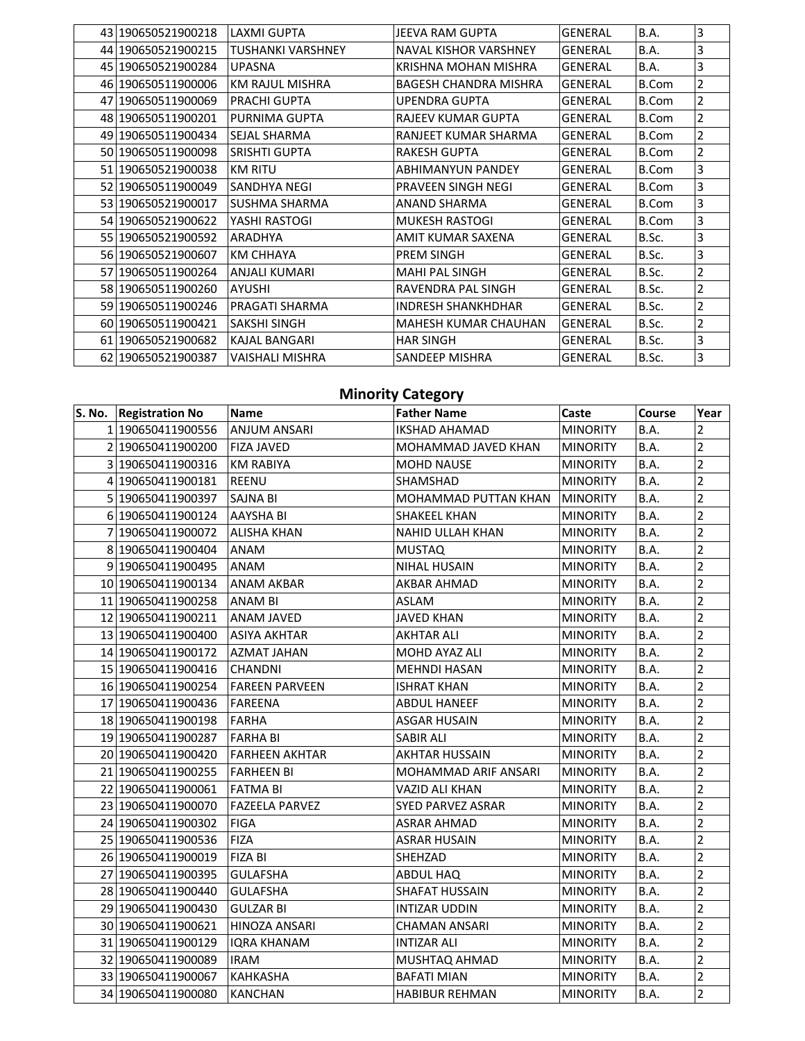| | | | | | | |
|---|---|---|---|---|---|---|
| 43 | 190650521900218 | LAXMI GUPTA | JEEVA RAM GUPTA | GENERAL | B.A. | 3 |
| 44 | 190650521900215 | TUSHANKI VARSHNEY | NAVAL KISHOR VARSHNEY | GENERAL | B.A. | 3 |
| 45 | 190650521900284 | UPASNA | KRISHNA MOHAN MISHRA | GENERAL | B.A. | 3 |
| 46 | 190650511900006 | KM RAJUL MISHRA | BAGESH CHANDRA MISHRA | GENERAL | B.Com | 2 |
| 47 | 190650511900069 | PRACHI GUPTA | UPENDRA GUPTA | GENERAL | B.Com | 2 |
| 48 | 190650511900201 | PURNIMA GUPTA | RAJEEV KUMAR GUPTA | GENERAL | B.Com | 2 |
| 49 | 190650511900434 | SEJAL SHARMA | RANJEET KUMAR SHARMA | GENERAL | B.Com | 2 |
| 50 | 190650511900098 | SRISHTI GUPTA | RAKESH GUPTA | GENERAL | B.Com | 2 |
| 51 | 190650521900038 | KM RITU | ABHIMANYUN PANDEY | GENERAL | B.Com | 3 |
| 52 | 190650511900049 | SANDHYA NEGI | PRAVEEN SINGH NEGI | GENERAL | B.Com | 3 |
| 53 | 190650521900017 | SUSHMA SHARMA | ANAND SHARMA | GENERAL | B.Com | 3 |
| 54 | 190650521900622 | YASHI RASTOGI | MUKESH RASTOGI | GENERAL | B.Com | 3 |
| 55 | 190650521900592 | ARADHYA | AMIT KUMAR SAXENA | GENERAL | B.Sc. | 3 |
| 56 | 190650521900607 | KM CHHAYA | PREM SINGH | GENERAL | B.Sc. | 3 |
| 57 | 190650511900264 | ANJALI KUMARI | MAHI PAL SINGH | GENERAL | B.Sc. | 2 |
| 58 | 190650511900260 | AYUSHI | RAVENDRA PAL SINGH | GENERAL | B.Sc. | 2 |
| 59 | 190650511900246 | PRAGATI SHARMA | INDRESH SHANKHDHAR | GENERAL | B.Sc. | 2 |
| 60 | 190650511900421 | SAKSHI SINGH | MAHESH KUMAR CHAUHAN | GENERAL | B.Sc. | 2 |
| 61 | 190650521900682 | KAJAL BANGARI | HAR SINGH | GENERAL | B.Sc. | 3 |
| 62 | 190650521900387 | VAISHALI MISHRA | SANDEEP MISHRA | GENERAL | B.Sc. | 3 |

## Minority Category

| S. No. | Registration No | Name | Father Name | Caste | Course | Year |
|---|---|---|---|---|---|---|
| 1 | 190650411900556 | ANJUM ANSARI | IKSHAD AHAMAD | MINORITY | B.A. | 2 |
| 2 | 190650411900200 | FIZA JAVED | MOHAMMAD JAVED KHAN | MINORITY | B.A. | 2 |
| 3 | 190650411900316 | KM RABIYA | MOHD NAUSE | MINORITY | B.A. | 2 |
| 4 | 190650411900181 | REENU | SHAMSHAD | MINORITY | B.A. | 2 |
| 5 | 190650411900397 | SAJNA BI | MOHAMMAD PUTTAN KHAN | MINORITY | B.A. | 2 |
| 6 | 190650411900124 | AAYSHA BI | SHAKEEL KHAN | MINORITY | B.A. | 2 |
| 7 | 190650411900072 | ALISHA KHAN | NAHID ULLAH KHAN | MINORITY | B.A. | 2 |
| 8 | 190650411900404 | ANAM | MUSTAQ | MINORITY | B.A. | 2 |
| 9 | 190650411900495 | ANAM | NIHAL HUSAIN | MINORITY | B.A. | 2 |
| 10 | 190650411900134 | ANAM AKBAR | AKBAR AHMAD | MINORITY | B.A. | 2 |
| 11 | 190650411900258 | ANAM BI | ASLAM | MINORITY | B.A. | 2 |
| 12 | 190650411900211 | ANAM JAVED | JAVED KHAN | MINORITY | B.A. | 2 |
| 13 | 190650411900400 | ASIYA AKHTAR | AKHTAR ALI | MINORITY | B.A. | 2 |
| 14 | 190650411900172 | AZMAT JAHAN | MOHD AYAZ ALI | MINORITY | B.A. | 2 |
| 15 | 190650411900416 | CHANDNI | MEHNDI HASAN | MINORITY | B.A. | 2 |
| 16 | 190650411900254 | FAREEN PARVEEN | ISHRAT KHAN | MINORITY | B.A. | 2 |
| 17 | 190650411900436 | FAREENA | ABDUL HANEEF | MINORITY | B.A. | 2 |
| 18 | 190650411900198 | FARHA | ASGAR HUSAIN | MINORITY | B.A. | 2 |
| 19 | 190650411900287 | FARHA BI | SABIR ALI | MINORITY | B.A. | 2 |
| 20 | 190650411900420 | FARHEEN AKHTAR | AKHTAR HUSSAIN | MINORITY | B.A. | 2 |
| 21 | 190650411900255 | FARHEEN BI | MOHAMMAD ARIF ANSARI | MINORITY | B.A. | 2 |
| 22 | 190650411900061 | FATMA BI | VAZID ALI KHAN | MINORITY | B.A. | 2 |
| 23 | 190650411900070 | FAZEELA PARVEZ | SYED PARVEZ ASRAR | MINORITY | B.A. | 2 |
| 24 | 190650411900302 | FIGA | ASRAR AHMAD | MINORITY | B.A. | 2 |
| 25 | 190650411900536 | FIZA | ASRAR HUSAIN | MINORITY | B.A. | 2 |
| 26 | 190650411900019 | FIZA BI | SHEHZAD | MINORITY | B.A. | 2 |
| 27 | 190650411900395 | GULAFSHA | ABDUL HAQ | MINORITY | B.A. | 2 |
| 28 | 190650411900440 | GULAFSHA | SHAFAT HUSSAIN | MINORITY | B.A. | 2 |
| 29 | 190650411900430 | GULZAR BI | INTIZAR UDDIN | MINORITY | B.A. | 2 |
| 30 | 190650411900621 | HINOZA ANSARI | CHAMAN ANSARI | MINORITY | B.A. | 2 |
| 31 | 190650411900129 | IQRA KHANAM | INTIZAR ALI | MINORITY | B.A. | 2 |
| 32 | 190650411900089 | IRAM | MUSHTAQ AHMAD | MINORITY | B.A. | 2 |
| 33 | 190650411900067 | KAHKASHA | BAFATI MIAN | MINORITY | B.A. | 2 |
| 34 | 190650411900080 | KANCHAN | HABIBUR REHMAN | MINORITY | B.A. | 2 |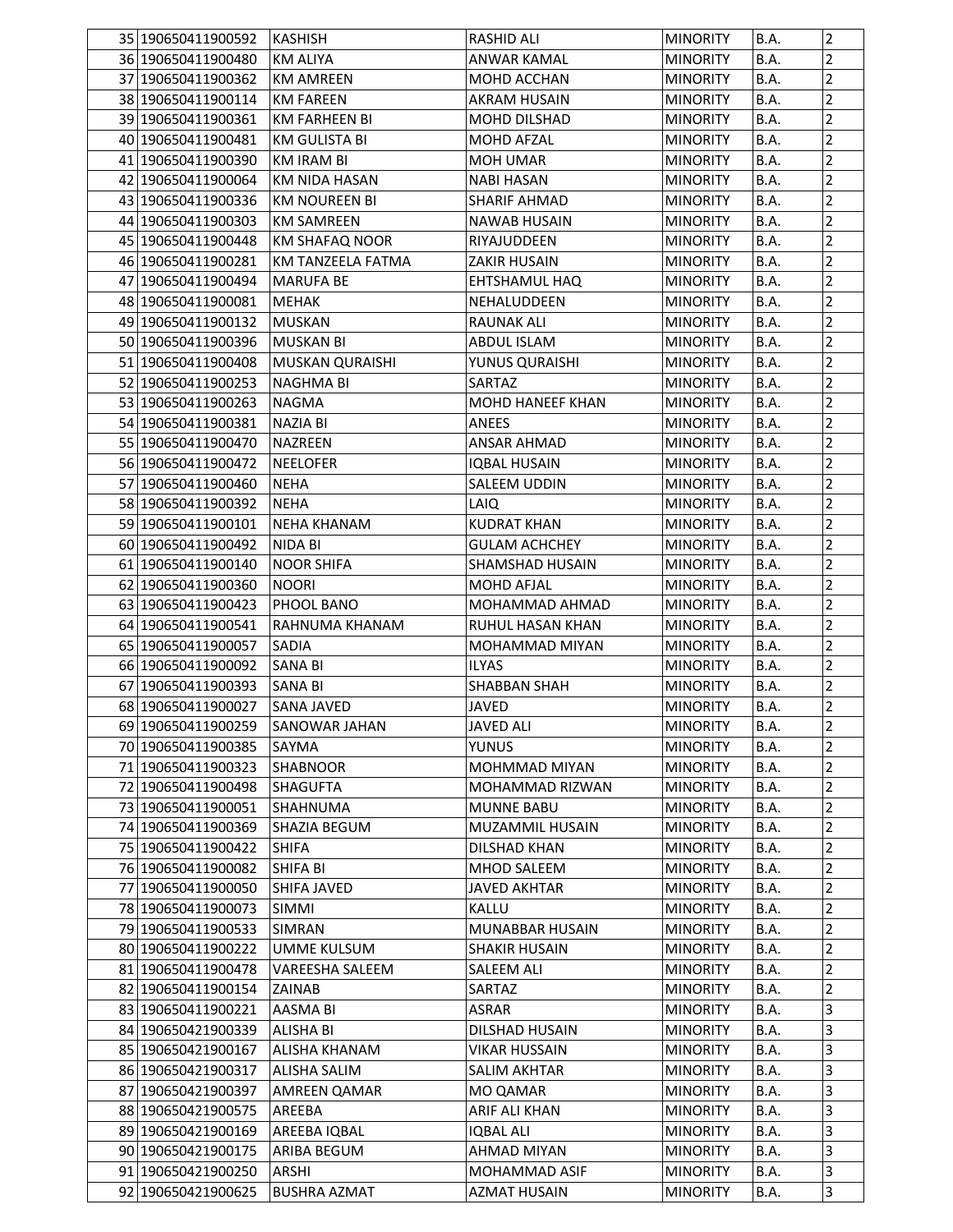| | | | | | | |
|---|---|---|---|---|---|---|
| 35 | 190650411900592 | KASHISH | RASHID ALI | MINORITY | B.A. | 2 |
| 36 | 190650411900480 | KM ALIYA | ANWAR KAMAL | MINORITY | B.A. | 2 |
| 37 | 190650411900362 | KM AMREEN | MOHD ACCHAN | MINORITY | B.A. | 2 |
| 38 | 190650411900114 | KM FAREEN | AKRAM HUSAIN | MINORITY | B.A. | 2 |
| 39 | 190650411900361 | KM FARHEEN BI | MOHD DILSHAD | MINORITY | B.A. | 2 |
| 40 | 190650411900481 | KM GULISTA BI | MOHD AFZAL | MINORITY | B.A. | 2 |
| 41 | 190650411900390 | KM IRAM BI | MOH UMAR | MINORITY | B.A. | 2 |
| 42 | 190650411900064 | KM NIDA HASAN | NABI HASAN | MINORITY | B.A. | 2 |
| 43 | 190650411900336 | KM NOUREEN BI | SHARIF AHMAD | MINORITY | B.A. | 2 |
| 44 | 190650411900303 | KM SAMREEN | NAWAB HUSAIN | MINORITY | B.A. | 2 |
| 45 | 190650411900448 | KM SHAFAQ NOOR | RIYAJUDDEEN | MINORITY | B.A. | 2 |
| 46 | 190650411900281 | KM TANZEELA FATMA | ZAKIR HUSAIN | MINORITY | B.A. | 2 |
| 47 | 190650411900494 | MARUFA BE | EHTSHAMUL HAQ | MINORITY | B.A. | 2 |
| 48 | 190650411900081 | MEHAK | NEHALUDDEEN | MINORITY | B.A. | 2 |
| 49 | 190650411900132 | MUSKAN | RAUNAK ALI | MINORITY | B.A. | 2 |
| 50 | 190650411900396 | MUSKAN BI | ABDUL ISLAM | MINORITY | B.A. | 2 |
| 51 | 190650411900408 | MUSKAN QURAISHI | YUNUS QURAISHI | MINORITY | B.A. | 2 |
| 52 | 190650411900253 | NAGHMA BI | SARTAZ | MINORITY | B.A. | 2 |
| 53 | 190650411900263 | NAGMA | MOHD HANEEF KHAN | MINORITY | B.A. | 2 |
| 54 | 190650411900381 | NAZIA BI | ANEES | MINORITY | B.A. | 2 |
| 55 | 190650411900470 | NAZREEN | ANSAR AHMAD | MINORITY | B.A. | 2 |
| 56 | 190650411900472 | NEELOFER | IQBAL HUSAIN | MINORITY | B.A. | 2 |
| 57 | 190650411900460 | NEHA | SALEEM UDDIN | MINORITY | B.A. | 2 |
| 58 | 190650411900392 | NEHA | LAIQ | MINORITY | B.A. | 2 |
| 59 | 190650411900101 | NEHA KHANAM | KUDRAT KHAN | MINORITY | B.A. | 2 |
| 60 | 190650411900492 | NIDA BI | GULAM ACHCHEY | MINORITY | B.A. | 2 |
| 61 | 190650411900140 | NOOR SHIFA | SHAMSHAD HUSAIN | MINORITY | B.A. | 2 |
| 62 | 190650411900360 | NOORI | MOHD AFJAL | MINORITY | B.A. | 2 |
| 63 | 190650411900423 | PHOOL BANO | MOHAMMAD AHMAD | MINORITY | B.A. | 2 |
| 64 | 190650411900541 | RAHNUMA KHANAM | RUHUL HASAN KHAN | MINORITY | B.A. | 2 |
| 65 | 190650411900057 | SADIA | MOHAMMAD MIYAN | MINORITY | B.A. | 2 |
| 66 | 190650411900092 | SANA BI | ILYAS | MINORITY | B.A. | 2 |
| 67 | 190650411900393 | SANA BI | SHABBAN SHAH | MINORITY | B.A. | 2 |
| 68 | 190650411900027 | SANA JAVED | JAVED | MINORITY | B.A. | 2 |
| 69 | 190650411900259 | SANOWAR JAHAN | JAVED ALI | MINORITY | B.A. | 2 |
| 70 | 190650411900385 | SAYMA | YUNUS | MINORITY | B.A. | 2 |
| 71 | 190650411900323 | SHABNOOR | MOHMMAD MIYAN | MINORITY | B.A. | 2 |
| 72 | 190650411900498 | SHAGUFTA | MOHAMMAD RIZWAN | MINORITY | B.A. | 2 |
| 73 | 190650411900051 | SHAHNUMA | MUNNE BABU | MINORITY | B.A. | 2 |
| 74 | 190650411900369 | SHAZIA BEGUM | MUZAMMIL HUSAIN | MINORITY | B.A. | 2 |
| 75 | 190650411900422 | SHIFA | DILSHAD KHAN | MINORITY | B.A. | 2 |
| 76 | 190650411900082 | SHIFA BI | MHOD SALEEM | MINORITY | B.A. | 2 |
| 77 | 190650411900050 | SHIFA JAVED | JAVED AKHTAR | MINORITY | B.A. | 2 |
| 78 | 190650411900073 | SIMMI | KALLU | MINORITY | B.A. | 2 |
| 79 | 190650411900533 | SIMRAN | MUNABBAR HUSAIN | MINORITY | B.A. | 2 |
| 80 | 190650411900222 | UMME KULSUM | SHAKIR HUSAIN | MINORITY | B.A. | 2 |
| 81 | 190650411900478 | VAREESHA SALEEM | SALEEM ALI | MINORITY | B.A. | 2 |
| 82 | 190650411900154 | ZAINAB | SARTAZ | MINORITY | B.A. | 2 |
| 83 | 190650411900221 | AASMA BI | ASRAR | MINORITY | B.A. | 3 |
| 84 | 190650421900339 | ALISHA BI | DILSHAD HUSAIN | MINORITY | B.A. | 3 |
| 85 | 190650421900167 | ALISHA KHANAM | VIKAR HUSSAIN | MINORITY | B.A. | 3 |
| 86 | 190650421900317 | ALISHA SALIM | SALIM AKHTAR | MINORITY | B.A. | 3 |
| 87 | 190650421900397 | AMREEN QAMAR | MO QAMAR | MINORITY | B.A. | 3 |
| 88 | 190650421900575 | AREEBA | ARIF ALI KHAN | MINORITY | B.A. | 3 |
| 89 | 190650421900169 | AREEBA IQBAL | IQBAL ALI | MINORITY | B.A. | 3 |
| 90 | 190650421900175 | ARIBA BEGUM | AHMAD MIYAN | MINORITY | B.A. | 3 |
| 91 | 190650421900250 | ARSHI | MOHAMMAD ASIF | MINORITY | B.A. | 3 |
| 92 | 190650421900625 | BUSHRA AZMAT | AZMAT HUSAIN | MINORITY | B.A. | 3 |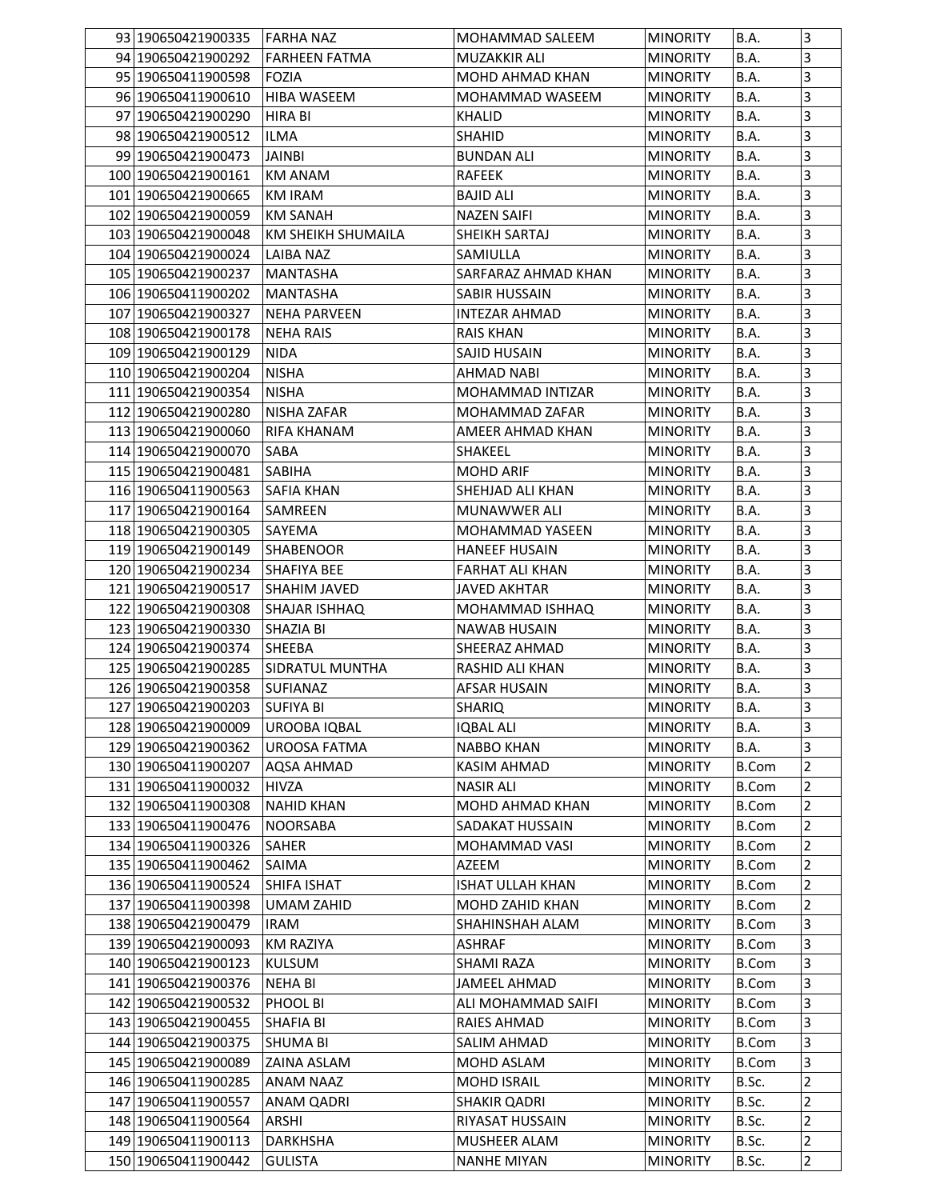| | | | | | | |
|---|---|---|---|---|---|---|
| 93 | 190650421900335 | FARHA NAZ | MOHAMMAD SALEEM | MINORITY | B.A. | 3 |
| 94 | 190650421900292 | FARHEEN FATMA | MUZAKKIR ALI | MINORITY | B.A. | 3 |
| 95 | 190650411900598 | FOZIA | MOHD AHMAD KHAN | MINORITY | B.A. | 3 |
| 96 | 190650411900610 | HIBA WASEEM | MOHAMMAD WASEEM | MINORITY | B.A. | 3 |
| 97 | 190650421900290 | HIRA BI | KHALID | MINORITY | B.A. | 3 |
| 98 | 190650421900512 | ILMA | SHAHID | MINORITY | B.A. | 3 |
| 99 | 190650421900473 | JAINBI | BUNDAN ALI | MINORITY | B.A. | 3 |
| 100 | 190650421900161 | KM ANAM | RAFEEK | MINORITY | B.A. | 3 |
| 101 | 190650421900665 | KM IRAM | BAJID ALI | MINORITY | B.A. | 3 |
| 102 | 190650421900059 | KM SANAH | NAZEN SAIFI | MINORITY | B.A. | 3 |
| 103 | 190650421900048 | KM SHEIKH SHUMAILA | SHEIKH SARTAJ | MINORITY | B.A. | 3 |
| 104 | 190650421900024 | LAIBA NAZ | SAMIULLA | MINORITY | B.A. | 3 |
| 105 | 190650421900237 | MANTASHA | SARFARAZ AHMAD KHAN | MINORITY | B.A. | 3 |
| 106 | 190650411900202 | MANTASHA | SABIR HUSSAIN | MINORITY | B.A. | 3 |
| 107 | 190650421900327 | NEHA PARVEEN | INTEZAR AHMAD | MINORITY | B.A. | 3 |
| 108 | 190650421900178 | NEHA RAIS | RAIS KHAN | MINORITY | B.A. | 3 |
| 109 | 190650421900129 | NIDA | SAJID HUSAIN | MINORITY | B.A. | 3 |
| 110 | 190650421900204 | NISHA | AHMAD NABI | MINORITY | B.A. | 3 |
| 111 | 190650421900354 | NISHA | MOHAMMAD INTIZAR | MINORITY | B.A. | 3 |
| 112 | 190650421900280 | NISHA ZAFAR | MOHAMMAD ZAFAR | MINORITY | B.A. | 3 |
| 113 | 190650421900060 | RIFA KHANAM | AMEER AHMAD KHAN | MINORITY | B.A. | 3 |
| 114 | 190650421900070 | SABA | SHAKEEL | MINORITY | B.A. | 3 |
| 115 | 190650421900481 | SABIHA | MOHD ARIF | MINORITY | B.A. | 3 |
| 116 | 190650411900563 | SAFIA KHAN | SHEHJAD ALI KHAN | MINORITY | B.A. | 3 |
| 117 | 190650421900164 | SAMREEN | MUNAWWER ALI | MINORITY | B.A. | 3 |
| 118 | 190650421900305 | SAYEMA | MOHAMMAD YASEEN | MINORITY | B.A. | 3 |
| 119 | 190650421900149 | SHABENOOR | HANEEF HUSAIN | MINORITY | B.A. | 3 |
| 120 | 190650421900234 | SHAFIYA BEE | FARHAT ALI KHAN | MINORITY | B.A. | 3 |
| 121 | 190650421900517 | SHAHIM JAVED | JAVED AKHTAR | MINORITY | B.A. | 3 |
| 122 | 190650421900308 | SHAJAR ISHHAQ | MOHAMMAD ISHHAQ | MINORITY | B.A. | 3 |
| 123 | 190650421900330 | SHAZIA BI | NAWAB HUSAIN | MINORITY | B.A. | 3 |
| 124 | 190650421900374 | SHEEBA | SHEERAZ AHMAD | MINORITY | B.A. | 3 |
| 125 | 190650421900285 | SIDRATUL MUNTHA | RASHID ALI KHAN | MINORITY | B.A. | 3 |
| 126 | 190650421900358 | SUFIANAZ | AFSAR HUSAIN | MINORITY | B.A. | 3 |
| 127 | 190650421900203 | SUFIYA BI | SHARIQ | MINORITY | B.A. | 3 |
| 128 | 190650421900009 | UROOBA IQBAL | IQBAL ALI | MINORITY | B.A. | 3 |
| 129 | 190650421900362 | UROOSA FATMA | NABBO KHAN | MINORITY | B.A. | 3 |
| 130 | 190650411900207 | AQSA AHMAD | KASIM AHMAD | MINORITY | B.Com | 2 |
| 131 | 190650411900032 | HIVZA | NASIR ALI | MINORITY | B.Com | 2 |
| 132 | 190650411900308 | NAHID KHAN | MOHD AHMAD KHAN | MINORITY | B.Com | 2 |
| 133 | 190650411900476 | NOORSABA | SADAKAT HUSSAIN | MINORITY | B.Com | 2 |
| 134 | 190650411900326 | SAHER | MOHAMMAD VASI | MINORITY | B.Com | 2 |
| 135 | 190650411900462 | SAIMA | AZEEM | MINORITY | B.Com | 2 |
| 136 | 190650411900524 | SHIFA ISHAT | ISHAT ULLAH KHAN | MINORITY | B.Com | 2 |
| 137 | 190650411900398 | UMAM ZAHID | MOHD ZAHID KHAN | MINORITY | B.Com | 2 |
| 138 | 190650421900479 | IRAM | SHAHINSHAH ALAM | MINORITY | B.Com | 3 |
| 139 | 190650421900093 | KM RAZIYA | ASHRAF | MINORITY | B.Com | 3 |
| 140 | 190650421900123 | KULSUM | SHAMI RAZA | MINORITY | B.Com | 3 |
| 141 | 190650421900376 | NEHA BI | JAMEEL AHMAD | MINORITY | B.Com | 3 |
| 142 | 190650421900532 | PHOOL BI | ALI MOHAMMAD SAIFI | MINORITY | B.Com | 3 |
| 143 | 190650421900455 | SHAFIA BI | RAIES AHMAD | MINORITY | B.Com | 3 |
| 144 | 190650421900375 | SHUMA BI | SALIM AHMAD | MINORITY | B.Com | 3 |
| 145 | 190650421900089 | ZAINA ASLAM | MOHD ASLAM | MINORITY | B.Com | 3 |
| 146 | 190650411900285 | ANAM NAAZ | MOHD ISRAIL | MINORITY | B.Sc. | 2 |
| 147 | 190650411900557 | ANAM QADRI | SHAKIR QADRI | MINORITY | B.Sc. | 2 |
| 148 | 190650411900564 | ARSHI | RIYASAT HUSSAIN | MINORITY | B.Sc. | 2 |
| 149 | 190650411900113 | DARKHSHA | MUSHEER ALAM | MINORITY | B.Sc. | 2 |
| 150 | 190650411900442 | GULISTA | NANHE MIYAN | MINORITY | B.Sc. | 2 |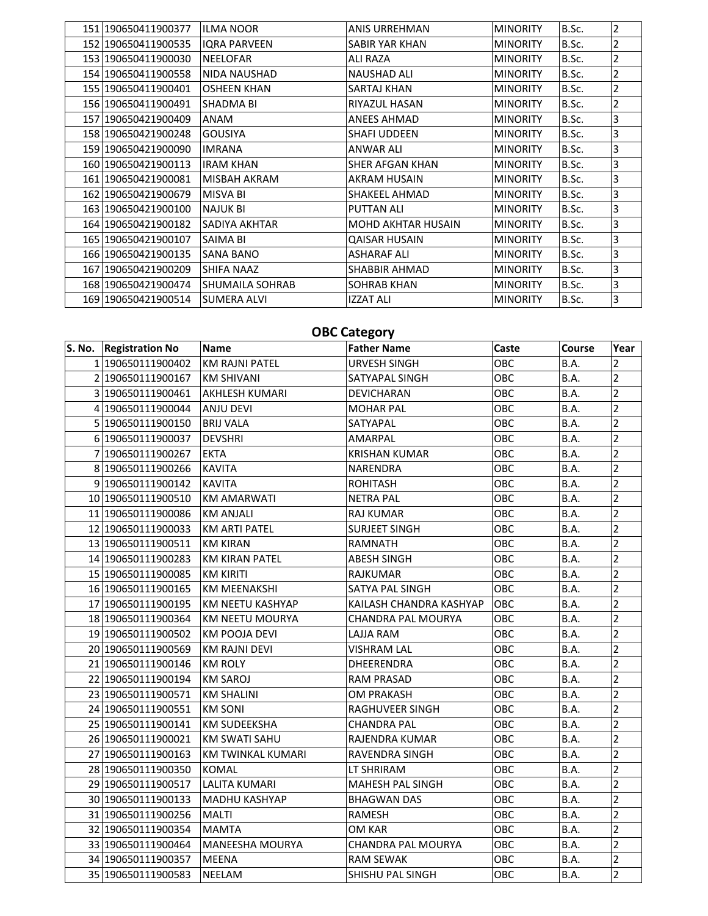| | | | | | | |
|---|---|---|---|---|---|---|
| 151 | 190650411900377 | ILMA NOOR | ANIS URREHMAN | MINORITY | B.Sc. | 2 |
| 152 | 190650411900535 | IQRA PARVEEN | SABIR YAR KHAN | MINORITY | B.Sc. | 2 |
| 153 | 190650411900030 | NEELOFAR | ALI RAZA | MINORITY | B.Sc. | 2 |
| 154 | 190650411900558 | NIDA NAUSHAD | NAUSHAD ALI | MINORITY | B.Sc. | 2 |
| 155 | 190650411900401 | OSHEEN KHAN | SARTAJ KHAN | MINORITY | B.Sc. | 2 |
| 156 | 190650411900491 | SHADMA BI | RIYAZUL HASAN | MINORITY | B.Sc. | 2 |
| 157 | 190650421900409 | ANAM | ANEES AHMAD | MINORITY | B.Sc. | 3 |
| 158 | 190650421900248 | GOUSIYA | SHAFI UDDEEN | MINORITY | B.Sc. | 3 |
| 159 | 190650421900090 | IMRANA | ANWAR ALI | MINORITY | B.Sc. | 3 |
| 160 | 190650421900113 | IRAM KHAN | SHER AFGAN KHAN | MINORITY | B.Sc. | 3 |
| 161 | 190650421900081 | MISBAH AKRAM | AKRAM HUSAIN | MINORITY | B.Sc. | 3 |
| 162 | 190650421900679 | MISVA BI | SHAKEEL AHMAD | MINORITY | B.Sc. | 3 |
| 163 | 190650421900100 | NAJUK BI | PUTTAN ALI | MINORITY | B.Sc. | 3 |
| 164 | 190650421900182 | SADIYA AKHTAR | MOHD AKHTAR HUSAIN | MINORITY | B.Sc. | 3 |
| 165 | 190650421900107 | SAIMA BI | QAISAR HUSAIN | MINORITY | B.Sc. | 3 |
| 166 | 190650421900135 | SANA BANO | ASHARAF ALI | MINORITY | B.Sc. | 3 |
| 167 | 190650421900209 | SHIFA NAAZ | SHABBIR AHMAD | MINORITY | B.Sc. | 3 |
| 168 | 190650421900474 | SHUMAILA SOHRAB | SOHRAB KHAN | MINORITY | B.Sc. | 3 |
| 169 | 190650421900514 | SUMERA ALVI | IZZAT ALI | MINORITY | B.Sc. | 3 |

## OBC Category

| S. No. | Registration No | Name | Father Name | Caste | Course | Year |
|---|---|---|---|---|---|---|
| 1 | 190650111900402 | KM RAJNI PATEL | URVESH SINGH | OBC | B.A. | 2 |
| 2 | 190650111900167 | KM SHIVANI | SATYAPAL SINGH | OBC | B.A. | 2 |
| 3 | 190650111900461 | AKHLESH KUMARI | DEVICHARAN | OBC | B.A. | 2 |
| 4 | 190650111900044 | ANJU DEVI | MOHAR PAL | OBC | B.A. | 2 |
| 5 | 190650111900150 | BRIJ VALA | SATYAPAL | OBC | B.A. | 2 |
| 6 | 190650111900037 | DEVSHRI | AMARPAL | OBC | B.A. | 2 |
| 7 | 190650111900267 | EKTA | KRISHAN KUMAR | OBC | B.A. | 2 |
| 8 | 190650111900266 | KAVITA | NARENDRA | OBC | B.A. | 2 |
| 9 | 190650111900142 | KAVITA | ROHITASH | OBC | B.A. | 2 |
| 10 | 190650111900510 | KM AMARWATI | NETRA PAL | OBC | B.A. | 2 |
| 11 | 190650111900086 | KM ANJALI | RAJ KUMAR | OBC | B.A. | 2 |
| 12 | 190650111900033 | KM ARTI PATEL | SURJEET SINGH | OBC | B.A. | 2 |
| 13 | 190650111900511 | KM KIRAN | RAMNATH | OBC | B.A. | 2 |
| 14 | 190650111900283 | KM KIRAN PATEL | ABESH SINGH | OBC | B.A. | 2 |
| 15 | 190650111900085 | KM KIRITI | RAJKUMAR | OBC | B.A. | 2 |
| 16 | 190650111900165 | KM MEENAKSHI | SATYA PAL SINGH | OBC | B.A. | 2 |
| 17 | 190650111900195 | KM NEETU KASHYAP | KAILASH CHANDRA KASHYAP | OBC | B.A. | 2 |
| 18 | 190650111900364 | KM NEETU MOURYA | CHANDRA PAL MOURYA | OBC | B.A. | 2 |
| 19 | 190650111900502 | KM POOJA DEVI | LAJJA RAM | OBC | B.A. | 2 |
| 20 | 190650111900569 | KM RAJNI DEVI | VISHRAM LAL | OBC | B.A. | 2 |
| 21 | 190650111900146 | KM ROLY | DHEERENDRA | OBC | B.A. | 2 |
| 22 | 190650111900194 | KM SAROJ | RAM PRASAD | OBC | B.A. | 2 |
| 23 | 190650111900571 | KM SHALINI | OM PRAKASH | OBC | B.A. | 2 |
| 24 | 190650111900551 | KM SONI | RAGHUVEER SINGH | OBC | B.A. | 2 |
| 25 | 190650111900141 | KM SUDEEKSHA | CHANDRA PAL | OBC | B.A. | 2 |
| 26 | 190650111900021 | KM SWATI SAHU | RAJENDRA KUMAR | OBC | B.A. | 2 |
| 27 | 190650111900163 | KM TWINKAL KUMARI | RAVENDRA SINGH | OBC | B.A. | 2 |
| 28 | 190650111900350 | KOMAL | LT SHRIRAM | OBC | B.A. | 2 |
| 29 | 190650111900517 | LALITA KUMARI | MAHESH PAL SINGH | OBC | B.A. | 2 |
| 30 | 190650111900133 | MADHU KASHYAP | BHAGWAN DAS | OBC | B.A. | 2 |
| 31 | 190650111900256 | MALTI | RAMESH | OBC | B.A. | 2 |
| 32 | 190650111900354 | MAMTA | OM KAR | OBC | B.A. | 2 |
| 33 | 190650111900464 | MANEESHA MOURYA | CHANDRA PAL MOURYA | OBC | B.A. | 2 |
| 34 | 190650111900357 | MEENA | RAM SEWAK | OBC | B.A. | 2 |
| 35 | 190650111900583 | NEELAM | SHISHU PAL SINGH | OBC | B.A. | 2 |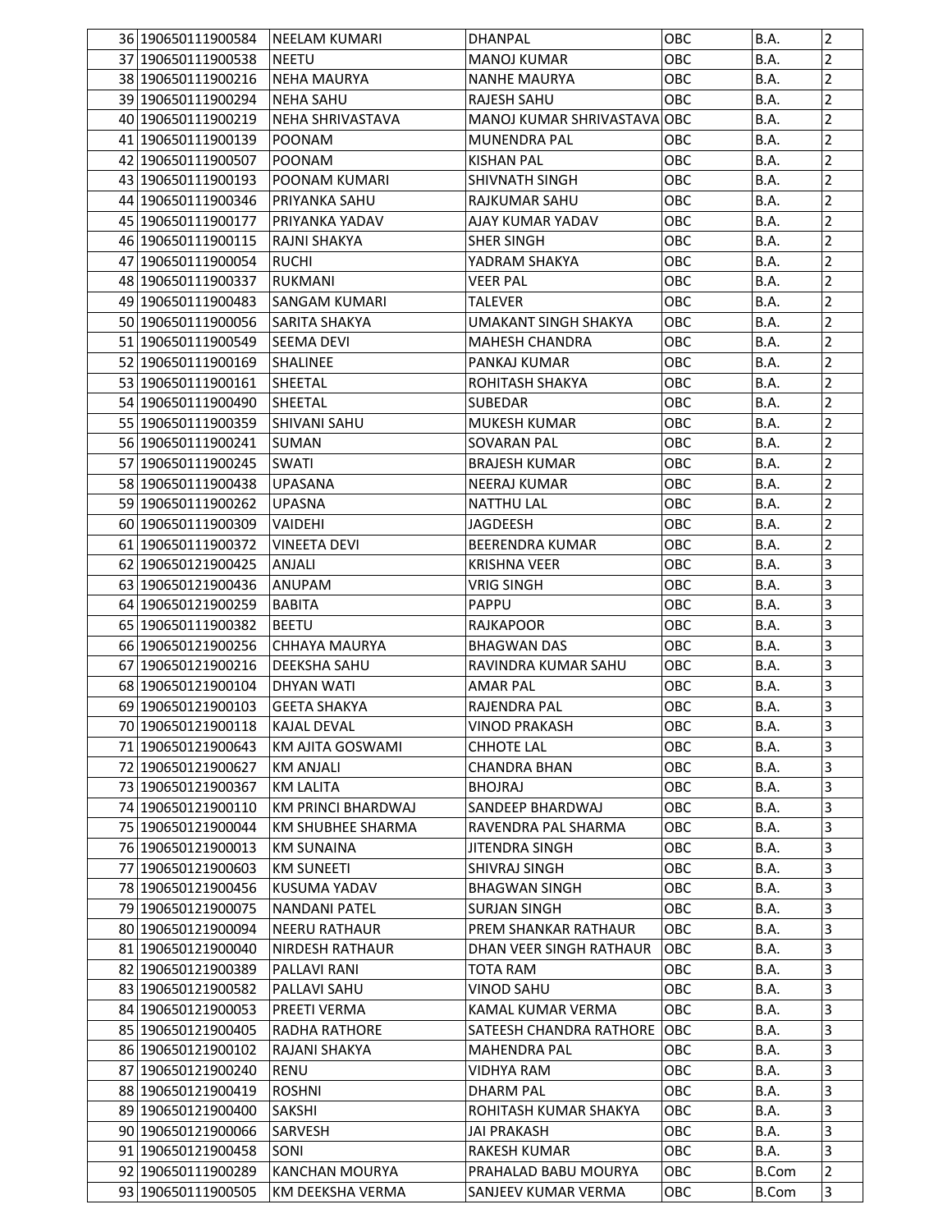| | | | | | | |
|---|---|---|---|---|---|---|
| 36 | 190650111900584 | NEELAM KUMARI | DHANPAL | OBC | B.A. | 2 |
| 37 | 190650111900538 | NEETU | MANOJ KUMAR | OBC | B.A. | 2 |
| 38 | 190650111900216 | NEHA MAURYA | NANHE MAURYA | OBC | B.A. | 2 |
| 39 | 190650111900294 | NEHA SAHU | RAJESH SAHU | OBC | B.A. | 2 |
| 40 | 190650111900219 | NEHA SHRIVASTAVA | MANOJ KUMAR SHRIVASTAVA | OBC | B.A. | 2 |
| 41 | 190650111900139 | POONAM | MUNENDRA PAL | OBC | B.A. | 2 |
| 42 | 190650111900507 | POONAM | KISHAN PAL | OBC | B.A. | 2 |
| 43 | 190650111900193 | POONAM KUMARI | SHIVNATH SINGH | OBC | B.A. | 2 |
| 44 | 190650111900346 | PRIYANKA SAHU | RAJKUMAR SAHU | OBC | B.A. | 2 |
| 45 | 190650111900177 | PRIYANKA YADAV | AJAY KUMAR YADAV | OBC | B.A. | 2 |
| 46 | 190650111900115 | RAJNI SHAKYA | SHER SINGH | OBC | B.A. | 2 |
| 47 | 190650111900054 | RUCHI | YADRAM SHAKYA | OBC | B.A. | 2 |
| 48 | 190650111900337 | RUKMANI | VEER PAL | OBC | B.A. | 2 |
| 49 | 190650111900483 | SANGAM KUMARI | TALEVER | OBC | B.A. | 2 |
| 50 | 190650111900056 | SARITA SHAKYA | UMAKANT SINGH SHAKYA | OBC | B.A. | 2 |
| 51 | 190650111900549 | SEEMA DEVI | MAHESH CHANDRA | OBC | B.A. | 2 |
| 52 | 190650111900169 | SHALINEE | PANKAJ KUMAR | OBC | B.A. | 2 |
| 53 | 190650111900161 | SHEETAL | ROHITASH SHAKYA | OBC | B.A. | 2 |
| 54 | 190650111900490 | SHEETAL | SUBEDAR | OBC | B.A. | 2 |
| 55 | 190650111900359 | SHIVANI SAHU | MUKESH KUMAR | OBC | B.A. | 2 |
| 56 | 190650111900241 | SUMAN | SOVARAN PAL | OBC | B.A. | 2 |
| 57 | 190650111900245 | SWATI | BRAJESH KUMAR | OBC | B.A. | 2 |
| 58 | 190650111900438 | UPASANA | NEERAJ KUMAR | OBC | B.A. | 2 |
| 59 | 190650111900262 | UPASNA | NATTHU LAL | OBC | B.A. | 2 |
| 60 | 190650111900309 | VAIDEHI | JAGDEESH | OBC | B.A. | 2 |
| 61 | 190650111900372 | VINEETA DEVI | BEERENDRA KUMAR | OBC | B.A. | 2 |
| 62 | 190650121900425 | ANJALI | KRISHNA VEER | OBC | B.A. | 3 |
| 63 | 190650121900436 | ANUPAM | VRIG SINGH | OBC | B.A. | 3 |
| 64 | 190650121900259 | BABITA | PAPPU | OBC | B.A. | 3 |
| 65 | 190650111900382 | BEETU | RAJKAPOOR | OBC | B.A. | 3 |
| 66 | 190650121900256 | CHHAYA MAURYA | BHAGWAN DAS | OBC | B.A. | 3 |
| 67 | 190650121900216 | DEEKSHA SAHU | RAVINDRA KUMAR SAHU | OBC | B.A. | 3 |
| 68 | 190650121900104 | DHYAN WATI | AMAR PAL | OBC | B.A. | 3 |
| 69 | 190650121900103 | GEETA SHAKYA | RAJENDRA PAL | OBC | B.A. | 3 |
| 70 | 190650121900118 | KAJAL DEVAL | VINOD PRAKASH | OBC | B.A. | 3 |
| 71 | 190650121900643 | KM AJITA GOSWAMI | CHHOTE LAL | OBC | B.A. | 3 |
| 72 | 190650121900627 | KM ANJALI | CHANDRA BHAN | OBC | B.A. | 3 |
| 73 | 190650121900367 | KM LALITA | BHOJRAJ | OBC | B.A. | 3 |
| 74 | 190650121900110 | KM PRINCI BHARDWAJ | SANDEEP BHARDWAJ | OBC | B.A. | 3 |
| 75 | 190650121900044 | KM SHUBHEE SHARMA | RAVENDRA PAL SHARMA | OBC | B.A. | 3 |
| 76 | 190650121900013 | KM SUNAINA | JITENDRA SINGH | OBC | B.A. | 3 |
| 77 | 190650121900603 | KM SUNEETI | SHIVRAJ SINGH | OBC | B.A. | 3 |
| 78 | 190650121900456 | KUSUMA YADAV | BHAGWAN SINGH | OBC | B.A. | 3 |
| 79 | 190650121900075 | NANDANI PATEL | SURJAN SINGH | OBC | B.A. | 3 |
| 80 | 190650121900094 | NEERU RATHAUR | PREM SHANKAR RATHAUR | OBC | B.A. | 3 |
| 81 | 190650121900040 | NIRDESH RATHAUR | DHAN VEER SINGH RATHAUR | OBC | B.A. | 3 |
| 82 | 190650121900389 | PALLAVI RANI | TOTA RAM | OBC | B.A. | 3 |
| 83 | 190650121900582 | PALLAVI SAHU | VINOD SAHU | OBC | B.A. | 3 |
| 84 | 190650121900053 | PREETI VERMA | KAMAL KUMAR VERMA | OBC | B.A. | 3 |
| 85 | 190650121900405 | RADHA RATHORE | SATEESH CHANDRA RATHORE | OBC | B.A. | 3 |
| 86 | 190650121900102 | RAJANI SHAKYA | MAHENDRA PAL | OBC | B.A. | 3 |
| 87 | 190650121900240 | RENU | VIDHYA RAM | OBC | B.A. | 3 |
| 88 | 190650121900419 | ROSHNI | DHARM PAL | OBC | B.A. | 3 |
| 89 | 190650121900400 | SAKSHI | ROHITASH KUMAR SHAKYA | OBC | B.A. | 3 |
| 90 | 190650121900066 | SARVESH | JAI PRAKASH | OBC | B.A. | 3 |
| 91 | 190650121900458 | SONI | RAKESH KUMAR | OBC | B.A. | 3 |
| 92 | 190650111900289 | KANCHAN MOURYA | PRAHALAD BABU MOURYA | OBC | B.Com | 2 |
| 93 | 190650111900505 | KM DEEKSHA VERMA | SANJEEV KUMAR VERMA | OBC | B.Com | 3 |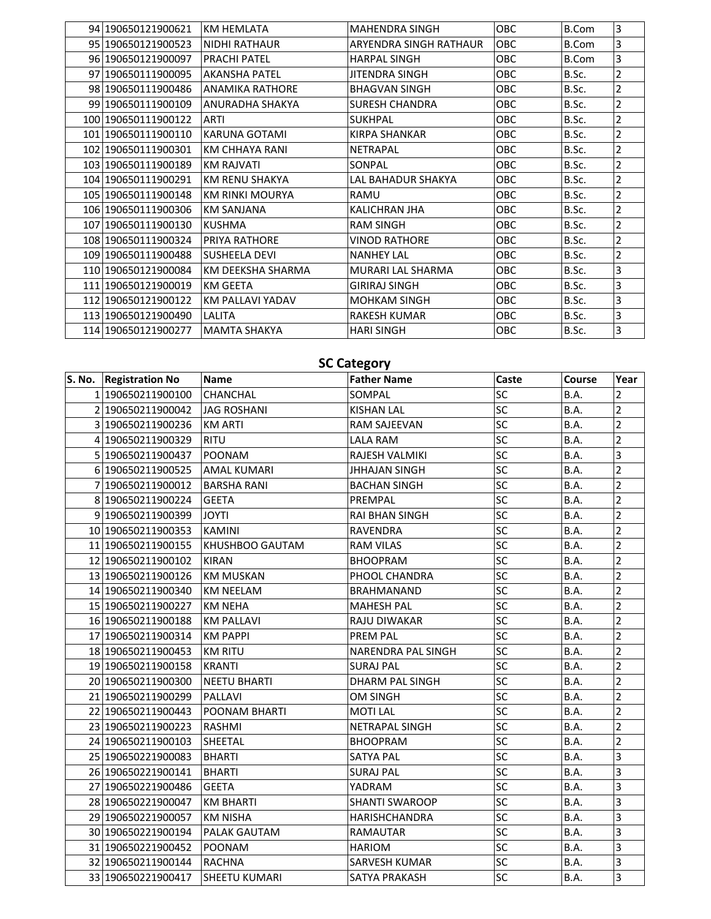| | | | | | | |
|---|---|---|---|---|---|---|
| 94 | 190650121900621 | KM HEMLATA | MAHENDRA SINGH | OBC | B.Com | 3 |
| 95 | 190650121900523 | NIDHI RATHAUR | ARYENDRA SINGH RATHAUR | OBC | B.Com | 3 |
| 96 | 190650121900097 | PRACHI PATEL | HARPAL SINGH | OBC | B.Com | 3 |
| 97 | 190650111900095 | AKANSHA PATEL | JITENDRA SINGH | OBC | B.Sc. | 2 |
| 98 | 190650111900486 | ANAMIKA RATHORE | BHAGVAN SINGH | OBC | B.Sc. | 2 |
| 99 | 190650111900109 | ANURADHA SHAKYA | SURESH CHANDRA | OBC | B.Sc. | 2 |
| 100 | 190650111900122 | ARTI | SUKHPAL | OBC | B.Sc. | 2 |
| 101 | 190650111900110 | KARUNA GOTAMI | KIRPA SHANKAR | OBC | B.Sc. | 2 |
| 102 | 190650111900301 | KM CHHAYA RANI | NETRAPAL | OBC | B.Sc. | 2 |
| 103 | 190650111900189 | KM RAJVATI | SONPAL | OBC | B.Sc. | 2 |
| 104 | 190650111900291 | KM RENU SHAKYA | LAL BAHADUR SHAKYA | OBC | B.Sc. | 2 |
| 105 | 190650111900148 | KM RINKI MOURYA | RAMU | OBC | B.Sc. | 2 |
| 106 | 190650111900306 | KM SANJANA | KALICHRAN JHA | OBC | B.Sc. | 2 |
| 107 | 190650111900130 | KUSHMA | RAM SINGH | OBC | B.Sc. | 2 |
| 108 | 190650111900324 | PRIYA RATHORE | VINOD RATHORE | OBC | B.Sc. | 2 |
| 109 | 190650111900488 | SUSHEELA DEVI | NANHEY LAL | OBC | B.Sc. | 2 |
| 110 | 190650121900084 | KM DEEKSHA SHARMA | MURARI LAL SHARMA | OBC | B.Sc. | 3 |
| 111 | 190650121900019 | KM GEETA | GIRIRAJ SINGH | OBC | B.Sc. | 3 |
| 112 | 190650121900122 | KM PALLAVI YADAV | MOHKAM SINGH | OBC | B.Sc. | 3 |
| 113 | 190650121900490 | LALITA | RAKESH KUMAR | OBC | B.Sc. | 3 |
| 114 | 190650121900277 | MAMTA SHAKYA | HARI SINGH | OBC | B.Sc. | 3 |

## SC Category

| S. No. | Registration No | Name | Father Name | Caste | Course | Year |
|---|---|---|---|---|---|---|
| 1 | 190650211900100 | CHANCHAL | SOMPAL | SC | B.A. | 2 |
| 2 | 190650211900042 | JAG ROSHANI | KISHAN LAL | SC | B.A. | 2 |
| 3 | 190650211900236 | KM ARTI | RAM SAJEEVAN | SC | B.A. | 2 |
| 4 | 190650211900329 | RITU | LALA RAM | SC | B.A. | 2 |
| 5 | 190650211900437 | POONAM | RAJESH VALMIKI | SC | B.A. | 3 |
| 6 | 190650211900525 | AMAL KUMARI | JHHAJAN SINGH | SC | B.A. | 2 |
| 7 | 190650211900012 | BARSHA RANI | BACHAN SINGH | SC | B.A. | 2 |
| 8 | 190650211900224 | GEETA | PREMPAL | SC | B.A. | 2 |
| 9 | 190650211900399 | JOYTI | RAI BHAN SINGH | SC | B.A. | 2 |
| 10 | 190650211900353 | KAMINI | RAVENDRA | SC | B.A. | 2 |
| 11 | 190650211900155 | KHUSHBOO GAUTAM | RAM VILAS | SC | B.A. | 2 |
| 12 | 190650211900102 | KIRAN | BHOOPRAM | SC | B.A. | 2 |
| 13 | 190650211900126 | KM MUSKAN | PHOOL CHANDRA | SC | B.A. | 2 |
| 14 | 190650211900340 | KM NEELAM | BRAHMANAND | SC | B.A. | 2 |
| 15 | 190650211900227 | KM NEHA | MAHESH PAL | SC | B.A. | 2 |
| 16 | 190650211900188 | KM PALLAVI | RAJU DIWAKAR | SC | B.A. | 2 |
| 17 | 190650211900314 | KM PAPPI | PREM PAL | SC | B.A. | 2 |
| 18 | 190650211900453 | KM RITU | NARENDRA PAL SINGH | SC | B.A. | 2 |
| 19 | 190650211900158 | KRANTI | SURAJ PAL | SC | B.A. | 2 |
| 20 | 190650211900300 | NEETU BHARTI | DHARM PAL SINGH | SC | B.A. | 2 |
| 21 | 190650211900299 | PALLAVI | OM SINGH | SC | B.A. | 2 |
| 22 | 190650211900443 | POONAM BHARTI | MOTI LAL | SC | B.A. | 2 |
| 23 | 190650211900223 | RASHMI | NETRAPAL SINGH | SC | B.A. | 2 |
| 24 | 190650211900103 | SHEETAL | BHOOPRAM | SC | B.A. | 2 |
| 25 | 190650221900083 | BHARTI | SATYA PAL | SC | B.A. | 3 |
| 26 | 190650221900141 | BHARTI | SURAJ PAL | SC | B.A. | 3 |
| 27 | 190650221900486 | GEETA | YADRAM | SC | B.A. | 3 |
| 28 | 190650221900047 | KM BHARTI | SHANTI SWAROOP | SC | B.A. | 3 |
| 29 | 190650221900057 | KM NISHA | HARISHCHANDRA | SC | B.A. | 3 |
| 30 | 190650221900194 | PALAK GAUTAM | RAMAUTAR | SC | B.A. | 3 |
| 31 | 190650221900452 | POONAM | HARIOM | SC | B.A. | 3 |
| 32 | 190650211900144 | RACHNA | SARVESH KUMAR | SC | B.A. | 3 |
| 33 | 190650221900417 | SHEETU KUMARI | SATYA PRAKASH | SC | B.A. | 3 |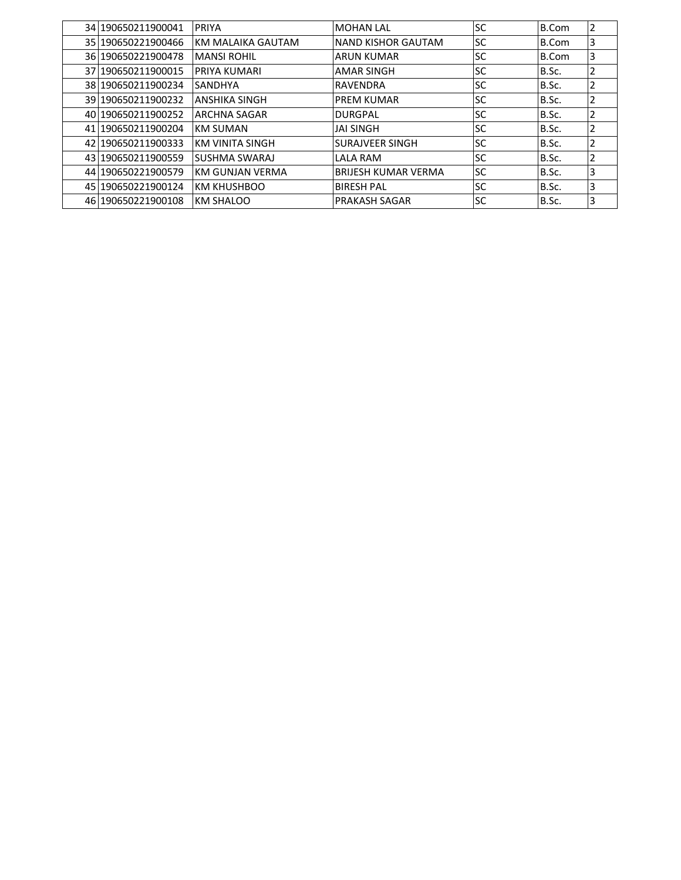| | | | | | | |
|---|---|---|---|---|---|---|
| 34 | 190650211900041 | PRIYA | MOHAN LAL | SC | B.Com | 2 |
| 35 | 190650221900466 | KM MALAIKA GAUTAM | NAND KISHOR GAUTAM | SC | B.Com | 3 |
| 36 | 190650221900478 | MANSI ROHIL | ARUN KUMAR | SC | B.Com | 3 |
| 37 | 190650211900015 | PRIYA KUMARI | AMAR SINGH | SC | B.Sc. | 2 |
| 38 | 190650211900234 | SANDHYA | RAVENDRA | SC | B.Sc. | 2 |
| 39 | 190650211900232 | ANSHIKA SINGH | PREM KUMAR | SC | B.Sc. | 2 |
| 40 | 190650211900252 | ARCHNA SAGAR | DURGPAL | SC | B.Sc. | 2 |
| 41 | 190650211900204 | KM SUMAN | JAI SINGH | SC | B.Sc. | 2 |
| 42 | 190650211900333 | KM VINITA SINGH | SURAJVEER SINGH | SC | B.Sc. | 2 |
| 43 | 190650211900559 | SUSHMA SWARAJ | LALA RAM | SC | B.Sc. | 2 |
| 44 | 190650221900579 | KM GUNJAN VERMA | BRIJESH KUMAR VERMA | SC | B.Sc. | 3 |
| 45 | 190650221900124 | KM KHUSHBOO | BIRESH PAL | SC | B.Sc. | 3 |
| 46 | 190650221900108 | KM SHALOO | PRAKASH SAGAR | SC | B.Sc. | 3 |